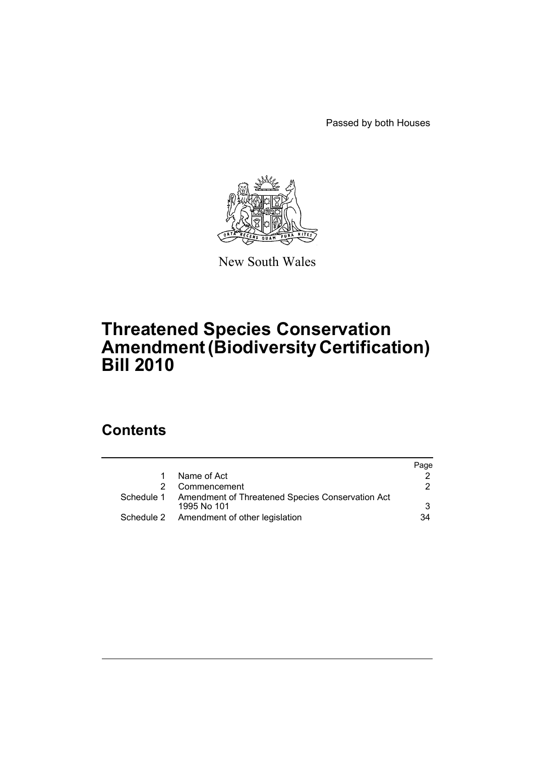Passed by both Houses

New South Wales

# Threatened Species Conservation Amendment (Biodiversity Certification) Bill 2010

## Contents

| | | Page |
|---|---|---|
| 1 | Name of Act | 2 |
| 2 | Commencement | 2 |
| Schedule 1 | Amendment of Threatened Species Conservation Act 1995 No 101 | 3 |
| Schedule 2 | Amendment of other legislation | 34 |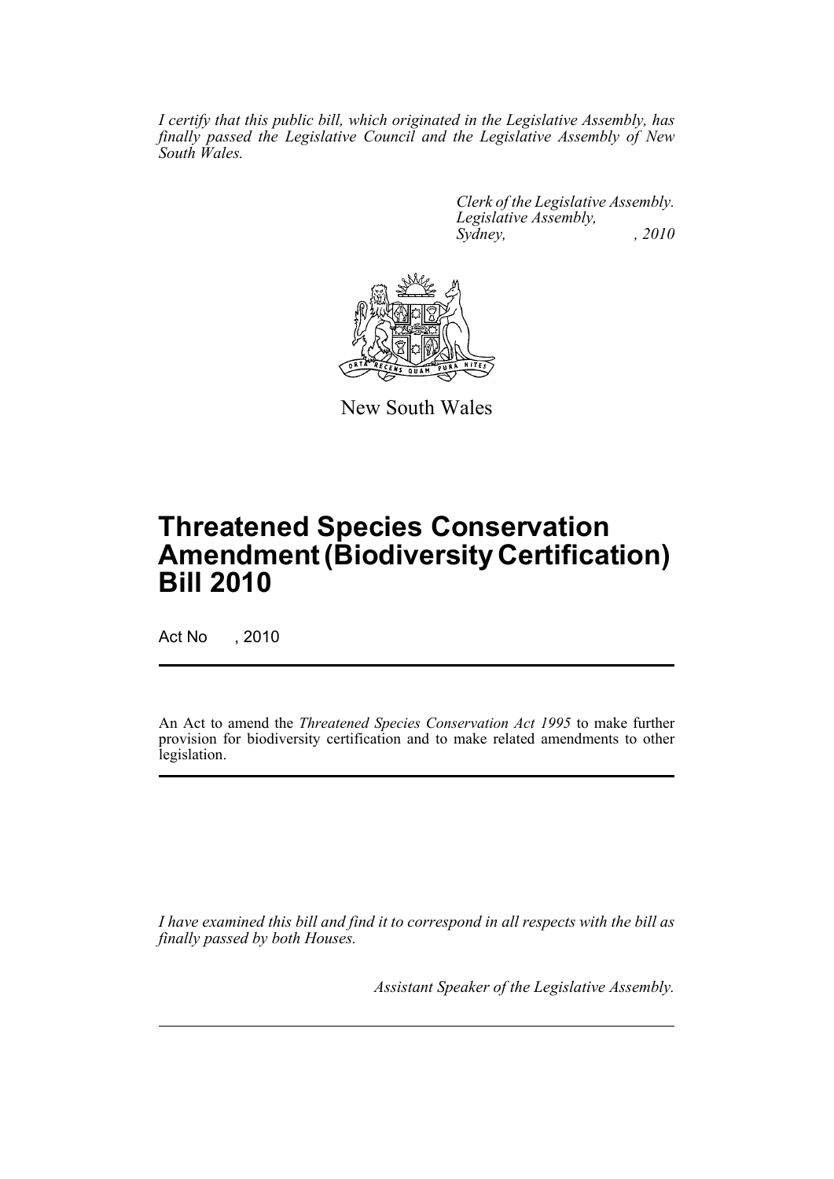*I certify that this public bill, which originated in the Legislative Assembly, has finally passed the Legislative Council and the Legislative Assembly of New South Wales.*

*Clerk of the Legislative Assembly.*
*Legislative Assembly,*
*Sydney, , 2010*

New South Wales

# Threatened Species Conservation Amendment (Biodiversity Certification) Bill 2010

Act No , 2010

An Act to amend the *Threatened Species Conservation Act 1995* to make further provision for biodiversity certification and to make related amendments to other legislation.

*I have examined this bill and find it to correspond in all respects with the bill as finally passed by both Houses.*

*Assistant Speaker of the Legislative Assembly.*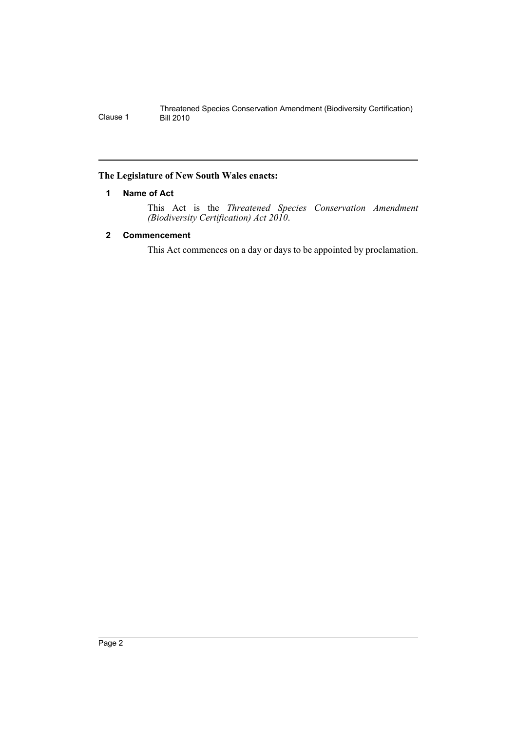**The Legislature of New South Wales enacts:**

## 1 Name of Act

This Act is the *Threatened Species Conservation Amendment (Biodiversity Certification) Act 2010*.

## 2 Commencement

This Act commences on a day or days to be appointed by proclamation.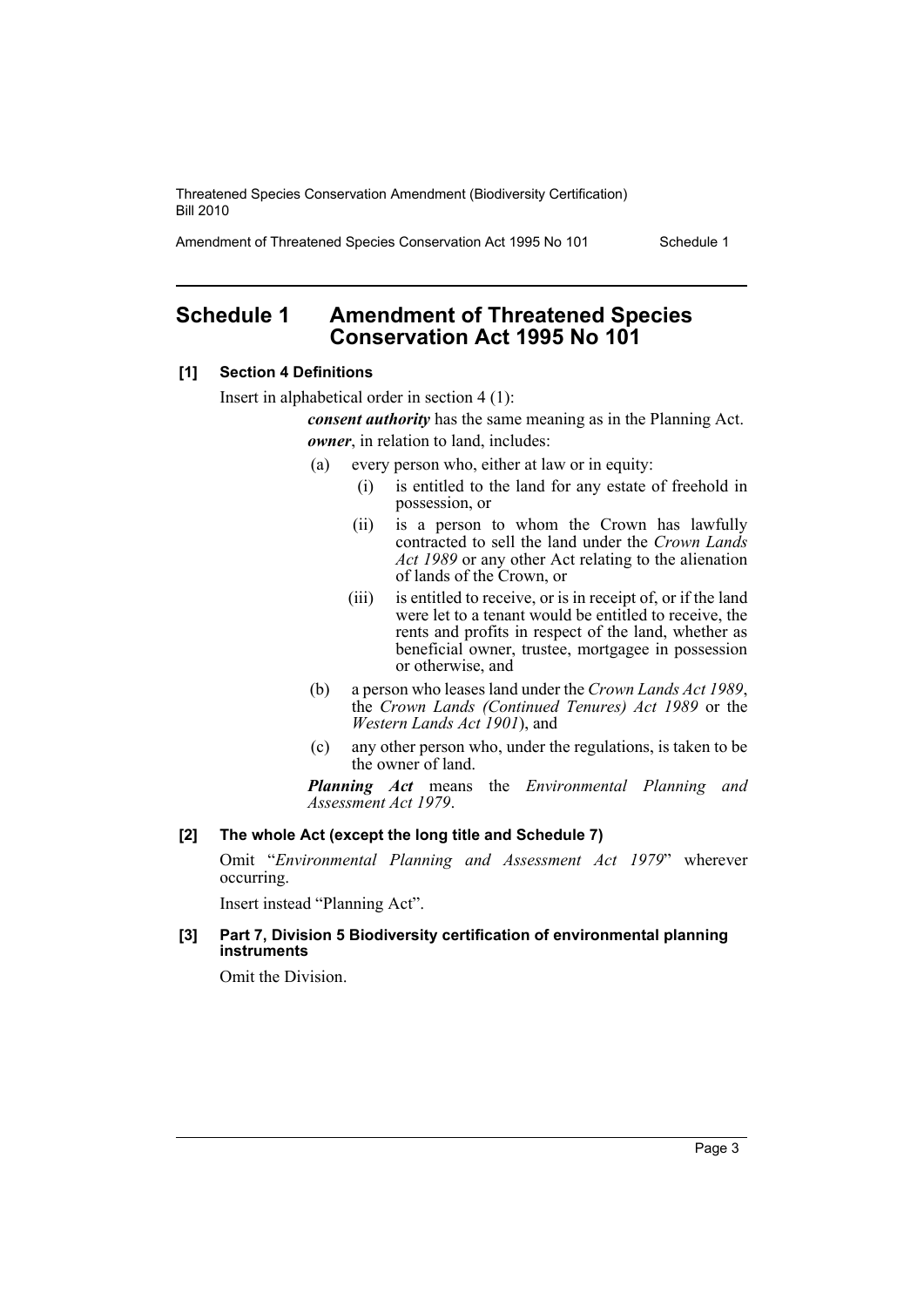# Schedule 1 Amendment of Threatened Species Conservation Act 1995 No 101

**[1] Section 4 Definitions**

Insert in alphabetical order in section 4 (1):

> ***consent authority*** has the same meaning as in the Planning Act.
>
> ***owner***, in relation to land, includes:
>
> (a) every person who, either at law or in equity:
>
> (i) is entitled to the land for any estate of freehold in possession, or
>
> (ii) is a person to whom the Crown has lawfully contracted to sell the land under the *Crown Lands Act 1989* or any other Act relating to the alienation of lands of the Crown, or
>
> (iii) is entitled to receive, or is in receipt of, or if the land were let to a tenant would be entitled to receive, the rents and profits in respect of the land, whether as beneficial owner, trustee, mortgagee in possession or otherwise, and
>
> (b) a person who leases land under the *Crown Lands Act 1989*, the *Crown Lands (Continued Tenures) Act 1989* or the *Western Lands Act 1901*), and
>
> (c) any other person who, under the regulations, is taken to be the owner of land.
>
> ***Planning Act*** means the *Environmental Planning and Assessment Act 1979*.

**[2] The whole Act (except the long title and Schedule 7)**

Omit "*Environmental Planning and Assessment Act 1979*" wherever occurring.

Insert instead "Planning Act".

**[3] Part 7, Division 5 Biodiversity certification of environmental planning instruments**

Omit the Division.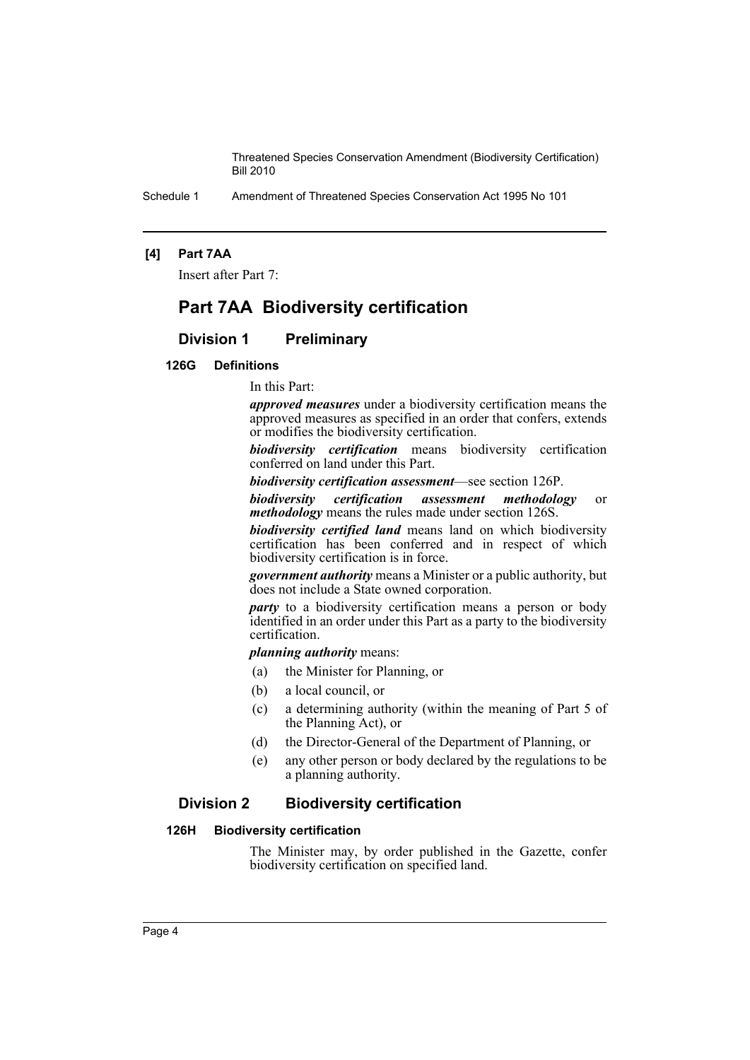**[4] Part 7AA**

Insert after Part 7:

# Part 7AA Biodiversity certification

## Division 1 Preliminary

### 126G Definitions

In this Part:

***approved measures*** under a biodiversity certification means the approved measures as specified in an order that confers, extends or modifies the biodiversity certification.

***biodiversity certification*** means biodiversity certification conferred on land under this Part.

***biodiversity certification assessment***—see section 126P.

***biodiversity certification assessment methodology*** or ***methodology*** means the rules made under section 126S.

***biodiversity certified land*** means land on which biodiversity certification has been conferred and in respect of which biodiversity certification is in force.

***government authority*** means a Minister or a public authority, but does not include a State owned corporation.

***party*** to a biodiversity certification means a person or body identified in an order under this Part as a party to the biodiversity certification.

***planning authority*** means:

(a) the Minister for Planning, or

(b) a local council, or

(c) a determining authority (within the meaning of Part 5 of the Planning Act), or

(d) the Director-General of the Department of Planning, or

(e) any other person or body declared by the regulations to be a planning authority.

## Division 2 Biodiversity certification

### 126H Biodiversity certification

The Minister may, by order published in the Gazette, confer biodiversity certification on specified land.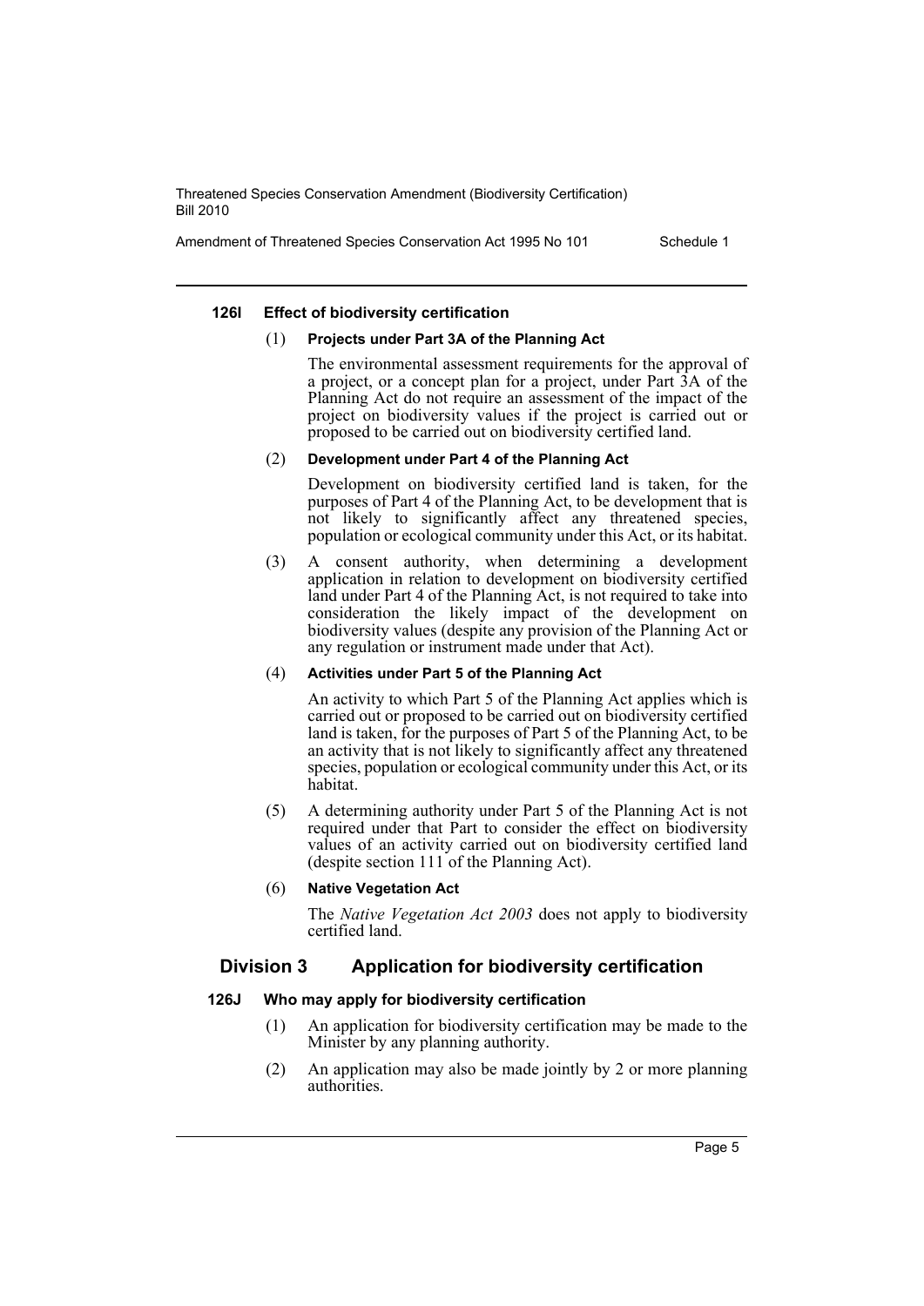#### 126I Effect of biodiversity certification

(1) **Projects under Part 3A of the Planning Act**

The environmental assessment requirements for the approval of a project, or a concept plan for a project, under Part 3A of the Planning Act do not require an assessment of the impact of the project on biodiversity values if the project is carried out or proposed to be carried out on biodiversity certified land.

(2) **Development under Part 4 of the Planning Act**

Development on biodiversity certified land is taken, for the purposes of Part 4 of the Planning Act, to be development that is not likely to significantly affect any threatened species, population or ecological community under this Act, or its habitat.

(3) A consent authority, when determining a development application in relation to development on biodiversity certified land under Part 4 of the Planning Act, is not required to take into consideration the likely impact of the development on biodiversity values (despite any provision of the Planning Act or any regulation or instrument made under that Act).

(4) **Activities under Part 5 of the Planning Act**

An activity to which Part 5 of the Planning Act applies which is carried out or proposed to be carried out on biodiversity certified land is taken, for the purposes of Part 5 of the Planning Act, to be an activity that is not likely to significantly affect any threatened species, population or ecological community under this Act, or its habitat.

(5) A determining authority under Part 5 of the Planning Act is not required under that Part to consider the effect on biodiversity values of an activity carried out on biodiversity certified land (despite section 111 of the Planning Act).

(6) **Native Vegetation Act**

The *Native Vegetation Act 2003* does not apply to biodiversity certified land.

### Division 3 Application for biodiversity certification

#### 126J Who may apply for biodiversity certification

(1) An application for biodiversity certification may be made to the Minister by any planning authority.

(2) An application may also be made jointly by 2 or more planning authorities.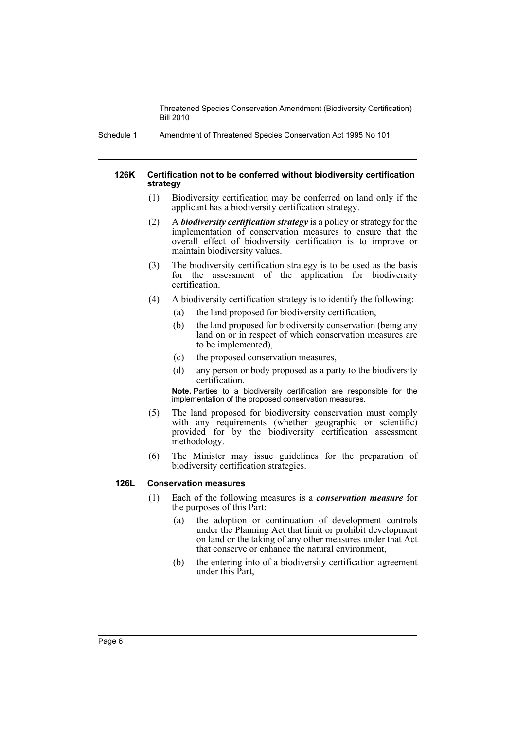#### 126K Certification not to be conferred without biodiversity certification strategy

(1) Biodiversity certification may be conferred on land only if the applicant has a biodiversity certification strategy.

(2) A ***biodiversity certification strategy*** is a policy or strategy for the implementation of conservation measures to ensure that the overall effect of biodiversity certification is to improve or maintain biodiversity values.

(3) The biodiversity certification strategy is to be used as the basis for the assessment of the application for biodiversity certification.

(4) A biodiversity certification strategy is to identify the following:

- (a) the land proposed for biodiversity certification,
- (b) the land proposed for biodiversity conservation (being any land on or in respect of which conservation measures are to be implemented),
- (c) the proposed conservation measures,
- (d) any person or body proposed as a party to the biodiversity certification.

**Note.** Parties to a biodiversity certification are responsible for the implementation of the proposed conservation measures.

(5) The land proposed for biodiversity conservation must comply with any requirements (whether geographic or scientific) provided for by the biodiversity certification assessment methodology.

(6) The Minister may issue guidelines for the preparation of biodiversity certification strategies.

#### 126L Conservation measures

(1) Each of the following measures is a ***conservation measure*** for the purposes of this Part:

- (a) the adoption or continuation of development controls under the Planning Act that limit or prohibit development on land or the taking of any other measures under that Act that conserve or enhance the natural environment,
- (b) the entering into of a biodiversity certification agreement under this Part,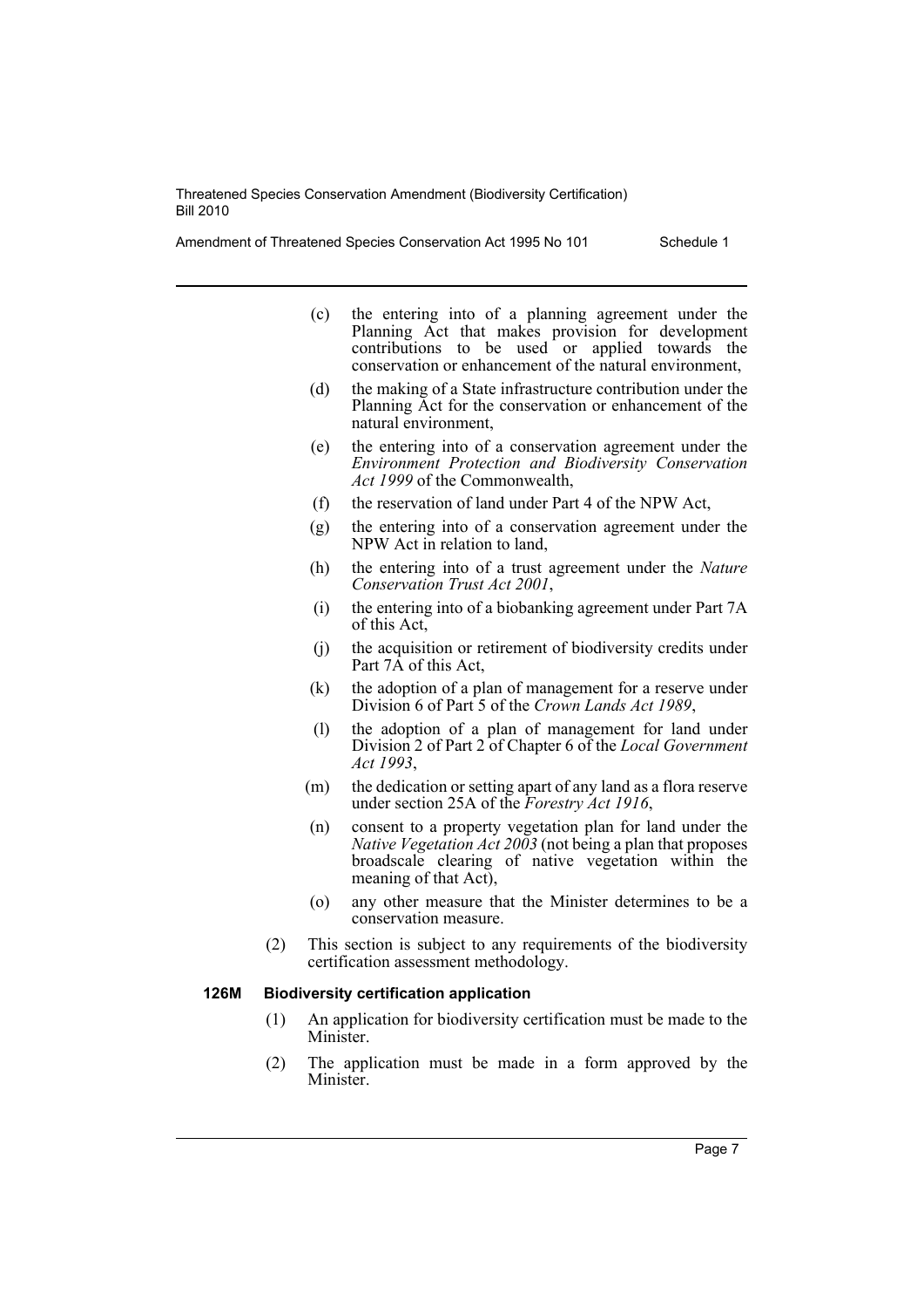(c) the entering into of a planning agreement under the Planning Act that makes provision for development contributions to be used or applied towards the conservation or enhancement of the natural environment,

(d) the making of a State infrastructure contribution under the Planning Act for the conservation or enhancement of the natural environment,

(e) the entering into of a conservation agreement under the *Environment Protection and Biodiversity Conservation Act 1999* of the Commonwealth,

(f) the reservation of land under Part 4 of the NPW Act,

(g) the entering into of a conservation agreement under the NPW Act in relation to land,

(h) the entering into of a trust agreement under the *Nature Conservation Trust Act 2001*,

(i) the entering into of a biobanking agreement under Part 7A of this Act,

(j) the acquisition or retirement of biodiversity credits under Part 7A of this Act,

(k) the adoption of a plan of management for a reserve under Division 6 of Part 5 of the *Crown Lands Act 1989*,

(l) the adoption of a plan of management for land under Division 2 of Part 2 of Chapter 6 of the *Local Government Act 1993*,

(m) the dedication or setting apart of any land as a flora reserve under section 25A of the *Forestry Act 1916*,

(n) consent to a property vegetation plan for land under the *Native Vegetation Act 2003* (not being a plan that proposes broadscale clearing of native vegetation within the meaning of that Act),

(o) any other measure that the Minister determines to be a conservation measure.

(2) This section is subject to any requirements of the biodiversity certification assessment methodology.

**126M Biodiversity certification application**

(1) An application for biodiversity certification must be made to the Minister.

(2) The application must be made in a form approved by the Minister.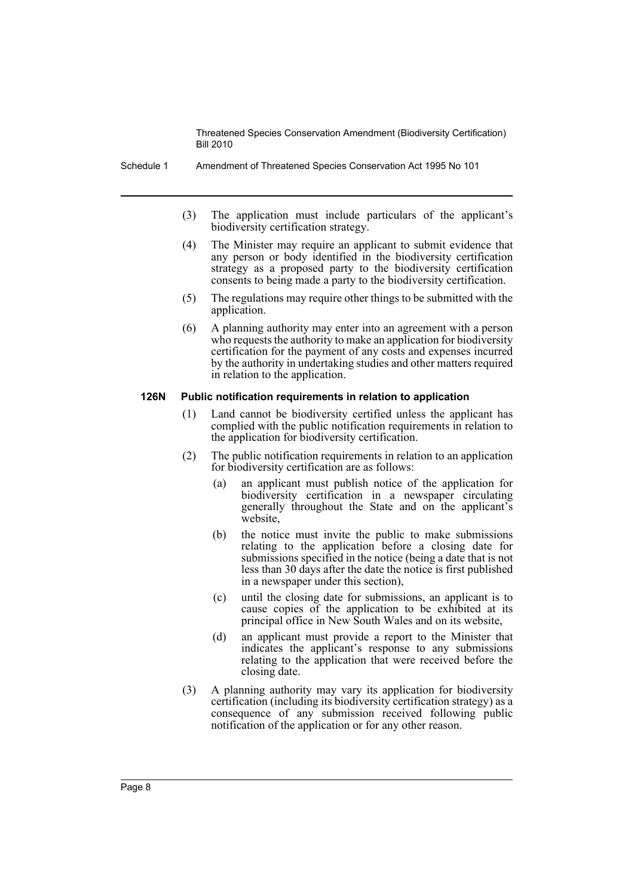(3) The application must include particulars of the applicant's biodiversity certification strategy.

(4) The Minister may require an applicant to submit evidence that any person or body identified in the biodiversity certification strategy as a proposed party to the biodiversity certification consents to being made a party to the biodiversity certification.

(5) The regulations may require other things to be submitted with the application.

(6) A planning authority may enter into an agreement with a person who requests the authority to make an application for biodiversity certification for the payment of any costs and expenses incurred by the authority in undertaking studies and other matters required in relation to the application.

#### 126N Public notification requirements in relation to application

(1) Land cannot be biodiversity certified unless the applicant has complied with the public notification requirements in relation to the application for biodiversity certification.

(2) The public notification requirements in relation to an application for biodiversity certification are as follows:

- (a) an applicant must publish notice of the application for biodiversity certification in a newspaper circulating generally throughout the State and on the applicant's website,
- (b) the notice must invite the public to make submissions relating to the application before a closing date for submissions specified in the notice (being a date that is not less than 30 days after the date the notice is first published in a newspaper under this section),
- (c) until the closing date for submissions, an applicant is to cause copies of the application to be exhibited at its principal office in New South Wales and on its website,
- (d) an applicant must provide a report to the Minister that indicates the applicant's response to any submissions relating to the application that were received before the closing date.

(3) A planning authority may vary its application for biodiversity certification (including its biodiversity certification strategy) as a consequence of any submission received following public notification of the application or for any other reason.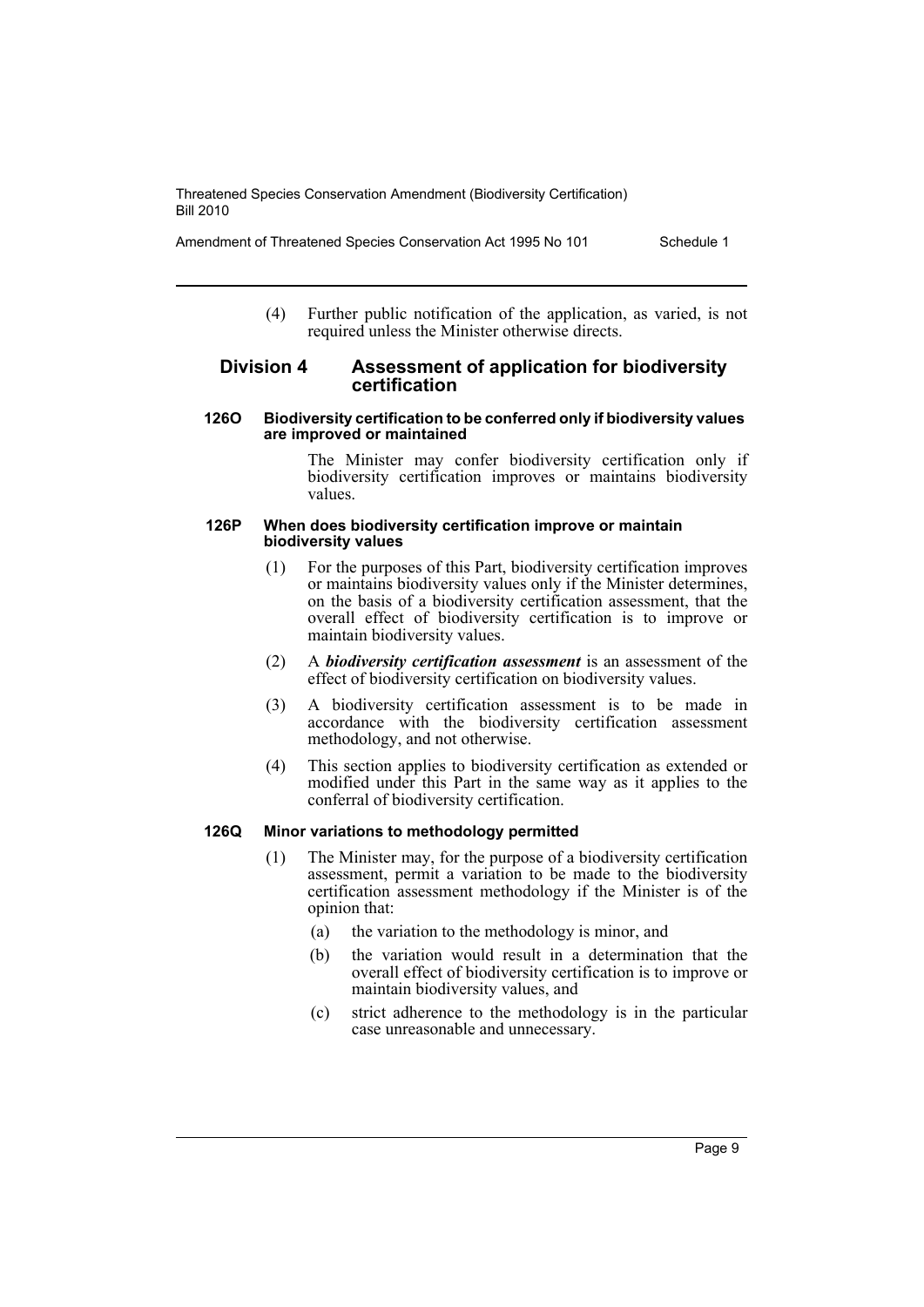(4) Further public notification of the application, as varied, is not required unless the Minister otherwise directs.

## Division 4 Assessment of application for biodiversity certification

### 126O Biodiversity certification to be conferred only if biodiversity values are improved or maintained

The Minister may confer biodiversity certification only if biodiversity certification improves or maintains biodiversity values.

### 126P When does biodiversity certification improve or maintain biodiversity values

(1) For the purposes of this Part, biodiversity certification improves or maintains biodiversity values only if the Minister determines, on the basis of a biodiversity certification assessment, that the overall effect of biodiversity certification is to improve or maintain biodiversity values.

(2) A ***biodiversity certification assessment*** is an assessment of the effect of biodiversity certification on biodiversity values.

(3) A biodiversity certification assessment is to be made in accordance with the biodiversity certification assessment methodology, and not otherwise.

(4) This section applies to biodiversity certification as extended or modified under this Part in the same way as it applies to the conferral of biodiversity certification.

### 126Q Minor variations to methodology permitted

(1) The Minister may, for the purpose of a biodiversity certification assessment, permit a variation to be made to the biodiversity certification assessment methodology if the Minister is of the opinion that:

- (a) the variation to the methodology is minor, and
- (b) the variation would result in a determination that the overall effect of biodiversity certification is to improve or maintain biodiversity values, and
- (c) strict adherence to the methodology is in the particular case unreasonable and unnecessary.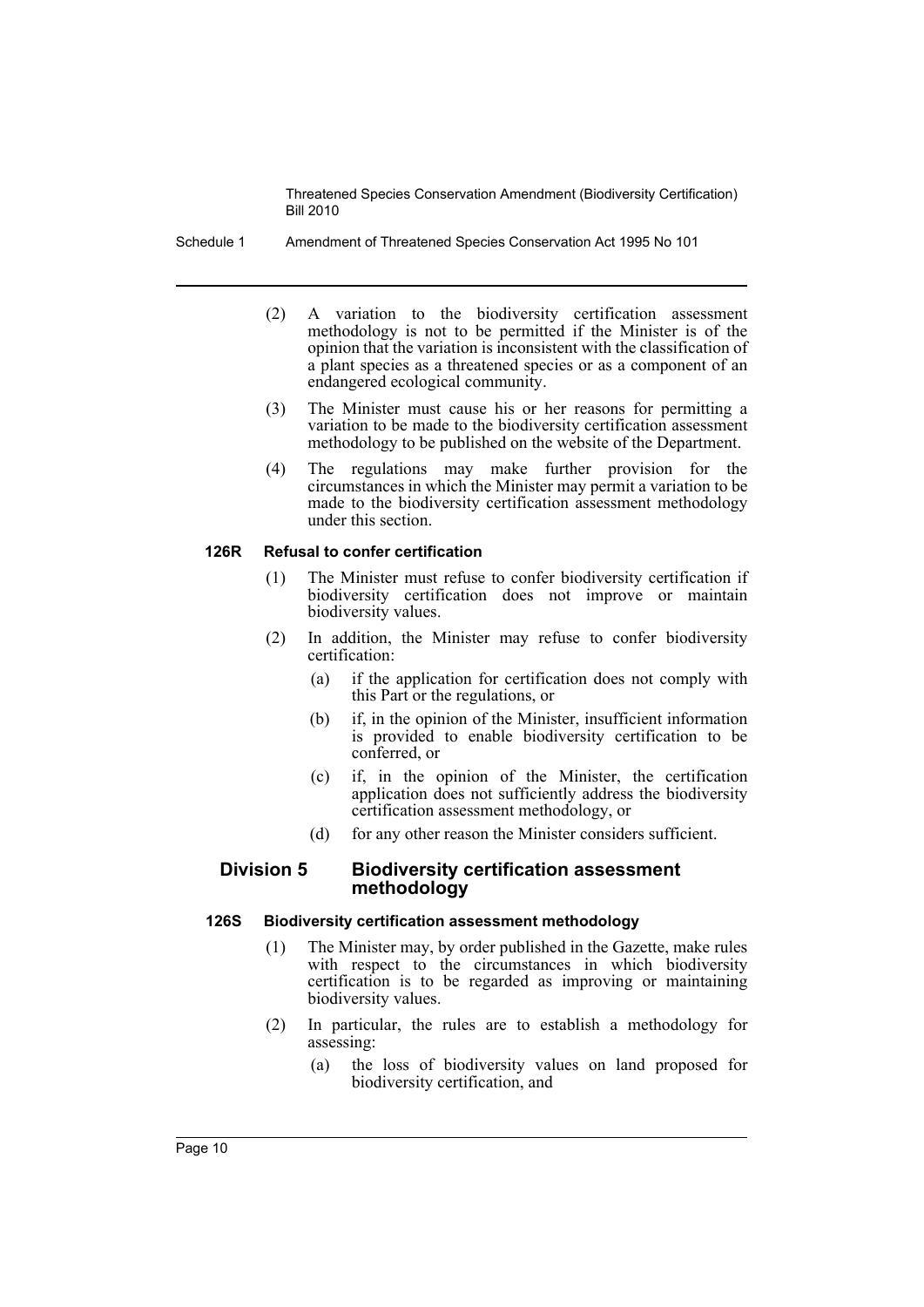(2) A variation to the biodiversity certification assessment methodology is not to be permitted if the Minister is of the opinion that the variation is inconsistent with the classification of a plant species as a threatened species or as a component of an endangered ecological community.

(3) The Minister must cause his or her reasons for permitting a variation to be made to the biodiversity certification assessment methodology to be published on the website of the Department.

(4) The regulations may make further provision for the circumstances in which the Minister may permit a variation to be made to the biodiversity certification assessment methodology under this section.

#### 126R Refusal to confer certification

(1) The Minister must refuse to confer biodiversity certification if biodiversity certification does not improve or maintain biodiversity values.

(2) In addition, the Minister may refuse to confer biodiversity certification:

- (a) if the application for certification does not comply with this Part or the regulations, or
- (b) if, in the opinion of the Minister, insufficient information is provided to enable biodiversity certification to be conferred, or
- (c) if, in the opinion of the Minister, the certification application does not sufficiently address the biodiversity certification assessment methodology, or
- (d) for any other reason the Minister considers sufficient.

### Division 5 Biodiversity certification assessment methodology

#### 126S Biodiversity certification assessment methodology

(1) The Minister may, by order published in the Gazette, make rules with respect to the circumstances in which biodiversity certification is to be regarded as improving or maintaining biodiversity values.

(2) In particular, the rules are to establish a methodology for assessing:

- (a) the loss of biodiversity values on land proposed for biodiversity certification, and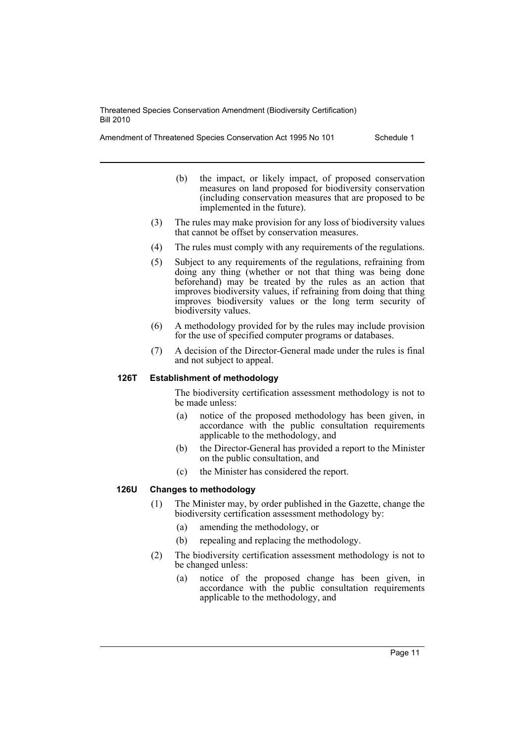(b) the impact, or likely impact, of proposed conservation measures on land proposed for biodiversity conservation (including conservation measures that are proposed to be implemented in the future).

(3) The rules may make provision for any loss of biodiversity values that cannot be offset by conservation measures.

(4) The rules must comply with any requirements of the regulations.

(5) Subject to any requirements of the regulations, refraining from doing any thing (whether or not that thing was being done beforehand) may be treated by the rules as an action that improves biodiversity values, if refraining from doing that thing improves biodiversity values or the long term security of biodiversity values.

(6) A methodology provided for by the rules may include provision for the use of specified computer programs or databases.

(7) A decision of the Director-General made under the rules is final and not subject to appeal.

### 126T Establishment of methodology

The biodiversity certification assessment methodology is not to be made unless:

(a) notice of the proposed methodology has been given, in accordance with the public consultation requirements applicable to the methodology, and

(b) the Director-General has provided a report to the Minister on the public consultation, and

(c) the Minister has considered the report.

### 126U Changes to methodology

(1) The Minister may, by order published in the Gazette, change the biodiversity certification assessment methodology by:

(a) amending the methodology, or

(b) repealing and replacing the methodology.

(2) The biodiversity certification assessment methodology is not to be changed unless:

(a) notice of the proposed change has been given, in accordance with the public consultation requirements applicable to the methodology, and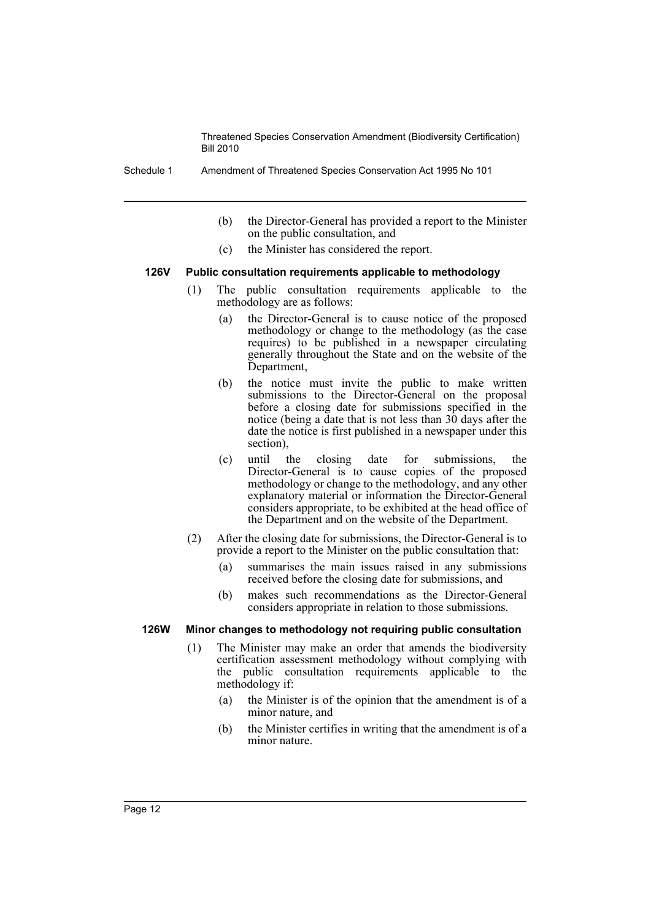(b) the Director-General has provided a report to the Minister on the public consultation, and

(c) the Minister has considered the report.

**126V Public consultation requirements applicable to methodology**

(1) The public consultation requirements applicable to the methodology are as follows:

(a) the Director-General is to cause notice of the proposed methodology or change to the methodology (as the case requires) to be published in a newspaper circulating generally throughout the State and on the website of the Department,

(b) the notice must invite the public to make written submissions to the Director-General on the proposal before a closing date for submissions specified in the notice (being a date that is not less than 30 days after the date the notice is first published in a newspaper under this section),

(c) until the closing date for submissions, the Director-General is to cause copies of the proposed methodology or change to the methodology, and any other explanatory material or information the Director-General considers appropriate, to be exhibited at the head office of the Department and on the website of the Department.

(2) After the closing date for submissions, the Director-General is to provide a report to the Minister on the public consultation that:

(a) summarises the main issues raised in any submissions received before the closing date for submissions, and

(b) makes such recommendations as the Director-General considers appropriate in relation to those submissions.

**126W Minor changes to methodology not requiring public consultation**

(1) The Minister may make an order that amends the biodiversity certification assessment methodology without complying with the public consultation requirements applicable to the methodology if:

(a) the Minister is of the opinion that the amendment is of a minor nature, and

(b) the Minister certifies in writing that the amendment is of a minor nature.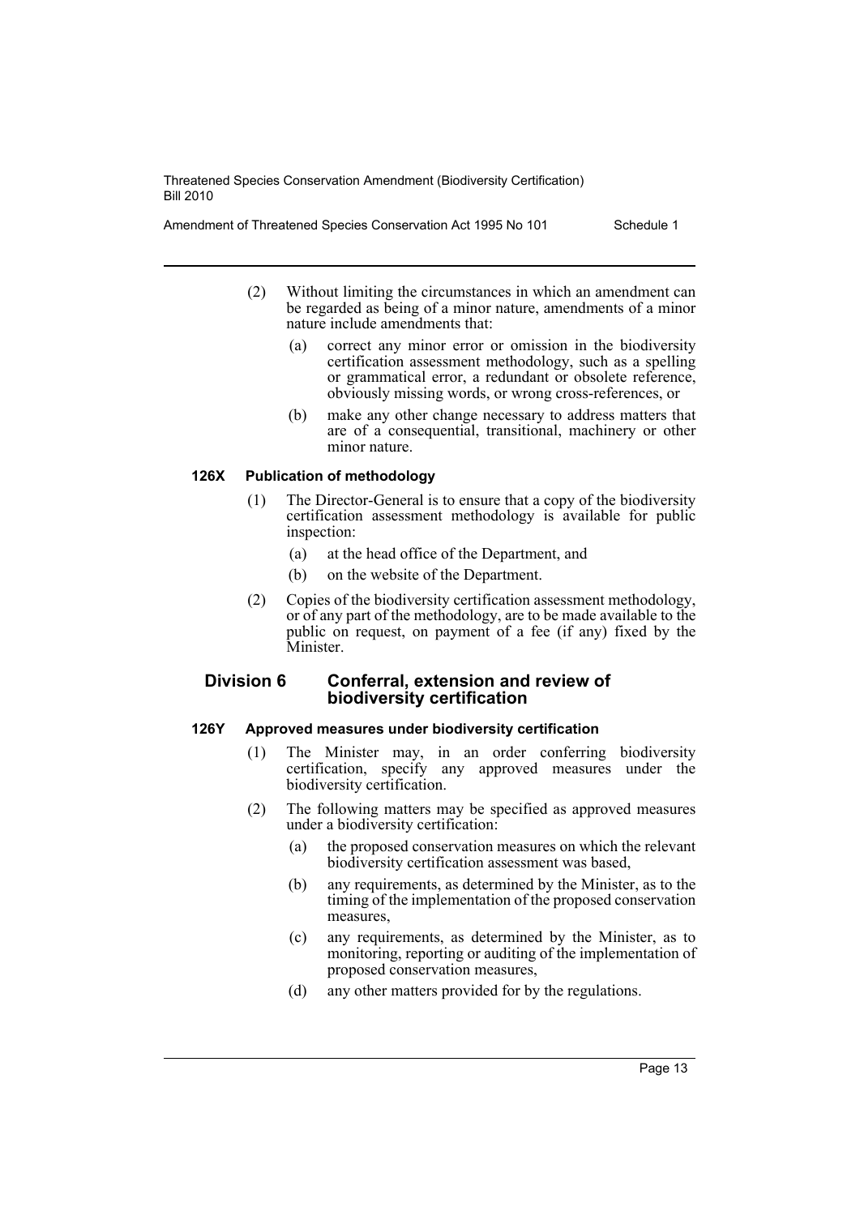(2) Without limiting the circumstances in which an amendment can be regarded as being of a minor nature, amendments of a minor nature include amendments that:

(a) correct any minor error or omission in the biodiversity certification assessment methodology, such as a spelling or grammatical error, a redundant or obsolete reference, obviously missing words, or wrong cross-references, or

(b) make any other change necessary to address matters that are of a consequential, transitional, machinery or other minor nature.

#### 126X Publication of methodology

(1) The Director-General is to ensure that a copy of the biodiversity certification assessment methodology is available for public inspection:

(a) at the head office of the Department, and

(b) on the website of the Department.

(2) Copies of the biodiversity certification assessment methodology, or of any part of the methodology, are to be made available to the public on request, on payment of a fee (if any) fixed by the Minister.

### Division 6 Conferral, extension and review of biodiversity certification

#### 126Y Approved measures under biodiversity certification

(1) The Minister may, in an order conferring biodiversity certification, specify any approved measures under the biodiversity certification.

(2) The following matters may be specified as approved measures under a biodiversity certification:

(a) the proposed conservation measures on which the relevant biodiversity certification assessment was based,

(b) any requirements, as determined by the Minister, as to the timing of the implementation of the proposed conservation measures,

(c) any requirements, as determined by the Minister, as to monitoring, reporting or auditing of the implementation of proposed conservation measures,

(d) any other matters provided for by the regulations.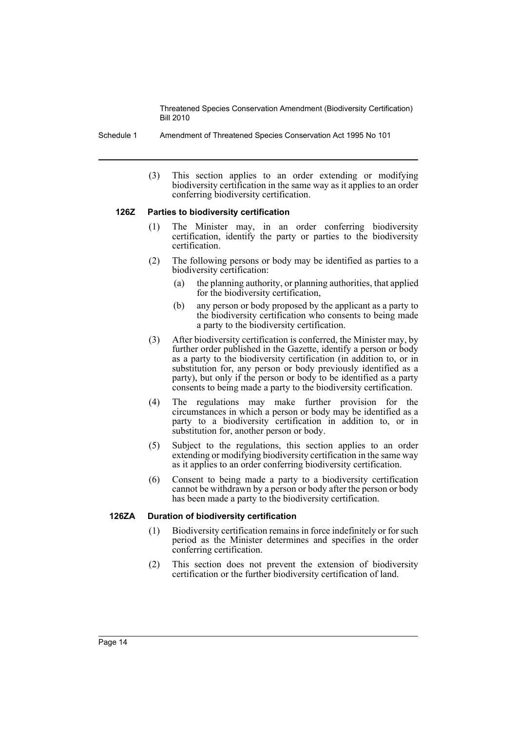(3) This section applies to an order extending or modifying biodiversity certification in the same way as it applies to an order conferring biodiversity certification.

#### 126Z Parties to biodiversity certification

(1) The Minister may, in an order conferring biodiversity certification, identify the party or parties to the biodiversity certification.

(2) The following persons or body may be identified as parties to a biodiversity certification:

- (a) the planning authority, or planning authorities, that applied for the biodiversity certification,
- (b) any person or body proposed by the applicant as a party to the biodiversity certification who consents to being made a party to the biodiversity certification.

(3) After biodiversity certification is conferred, the Minister may, by further order published in the Gazette, identify a person or body as a party to the biodiversity certification (in addition to, or in substitution for, any person or body previously identified as a party), but only if the person or body to be identified as a party consents to being made a party to the biodiversity certification.

(4) The regulations may make further provision for the circumstances in which a person or body may be identified as a party to a biodiversity certification in addition to, or in substitution for, another person or body.

(5) Subject to the regulations, this section applies to an order extending or modifying biodiversity certification in the same way as it applies to an order conferring biodiversity certification.

(6) Consent to being made a party to a biodiversity certification cannot be withdrawn by a person or body after the person or body has been made a party to the biodiversity certification.

#### 126ZA Duration of biodiversity certification

(1) Biodiversity certification remains in force indefinitely or for such period as the Minister determines and specifies in the order conferring certification.

(2) This section does not prevent the extension of biodiversity certification or the further biodiversity certification of land.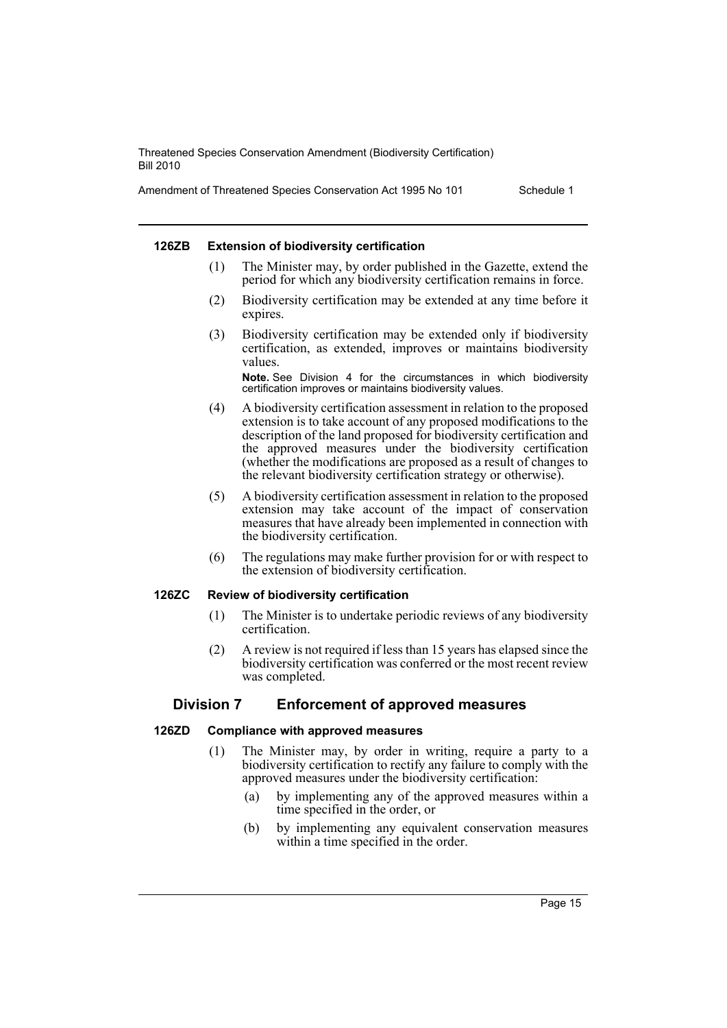#### 126ZB Extension of biodiversity certification

(1) The Minister may, by order published in the Gazette, extend the period for which any biodiversity certification remains in force.

(2) Biodiversity certification may be extended at any time before it expires.

(3) Biodiversity certification may be extended only if biodiversity certification, as extended, improves or maintains biodiversity values.

**Note.** See Division 4 for the circumstances in which biodiversity certification improves or maintains biodiversity values.

(4) A biodiversity certification assessment in relation to the proposed extension is to take account of any proposed modifications to the description of the land proposed for biodiversity certification and the approved measures under the biodiversity certification (whether the modifications are proposed as a result of changes to the relevant biodiversity certification strategy or otherwise).

(5) A biodiversity certification assessment in relation to the proposed extension may take account of the impact of conservation measures that have already been implemented in connection with the biodiversity certification.

(6) The regulations may make further provision for or with respect to the extension of biodiversity certification.

#### 126ZC Review of biodiversity certification

(1) The Minister is to undertake periodic reviews of any biodiversity certification.

(2) A review is not required if less than 15 years has elapsed since the biodiversity certification was conferred or the most recent review was completed.

### Division 7 Enforcement of approved measures

#### 126ZD Compliance with approved measures

(1) The Minister may, by order in writing, require a party to a biodiversity certification to rectify any failure to comply with the approved measures under the biodiversity certification:

(a) by implementing any of the approved measures within a time specified in the order, or

(b) by implementing any equivalent conservation measures within a time specified in the order.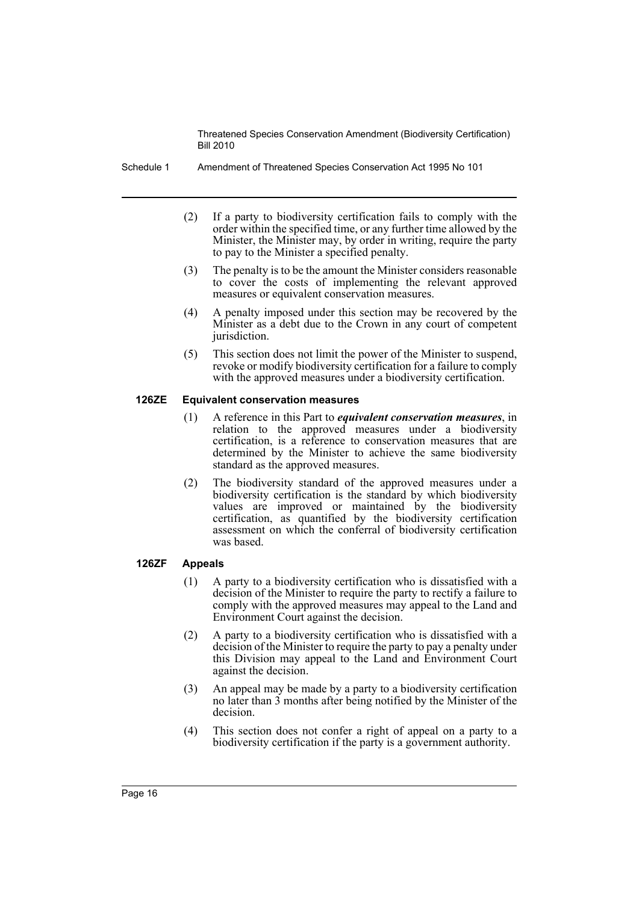(2) If a party to biodiversity certification fails to comply with the order within the specified time, or any further time allowed by the Minister, the Minister may, by order in writing, require the party to pay to the Minister a specified penalty.

(3) The penalty is to be the amount the Minister considers reasonable to cover the costs of implementing the relevant approved measures or equivalent conservation measures.

(4) A penalty imposed under this section may be recovered by the Minister as a debt due to the Crown in any court of competent jurisdiction.

(5) This section does not limit the power of the Minister to suspend, revoke or modify biodiversity certification for a failure to comply with the approved measures under a biodiversity certification.

#### 126ZE Equivalent conservation measures

(1) A reference in this Part to ***equivalent conservation measures***, in relation to the approved measures under a biodiversity certification, is a reference to conservation measures that are determined by the Minister to achieve the same biodiversity standard as the approved measures.

(2) The biodiversity standard of the approved measures under a biodiversity certification is the standard by which biodiversity values are improved or maintained by the biodiversity certification, as quantified by the biodiversity certification assessment on which the conferral of biodiversity certification was based.

#### 126ZF Appeals

(1) A party to a biodiversity certification who is dissatisfied with a decision of the Minister to require the party to rectify a failure to comply with the approved measures may appeal to the Land and Environment Court against the decision.

(2) A party to a biodiversity certification who is dissatisfied with a decision of the Minister to require the party to pay a penalty under this Division may appeal to the Land and Environment Court against the decision.

(3) An appeal may be made by a party to a biodiversity certification no later than 3 months after being notified by the Minister of the decision.

(4) This section does not confer a right of appeal on a party to a biodiversity certification if the party is a government authority.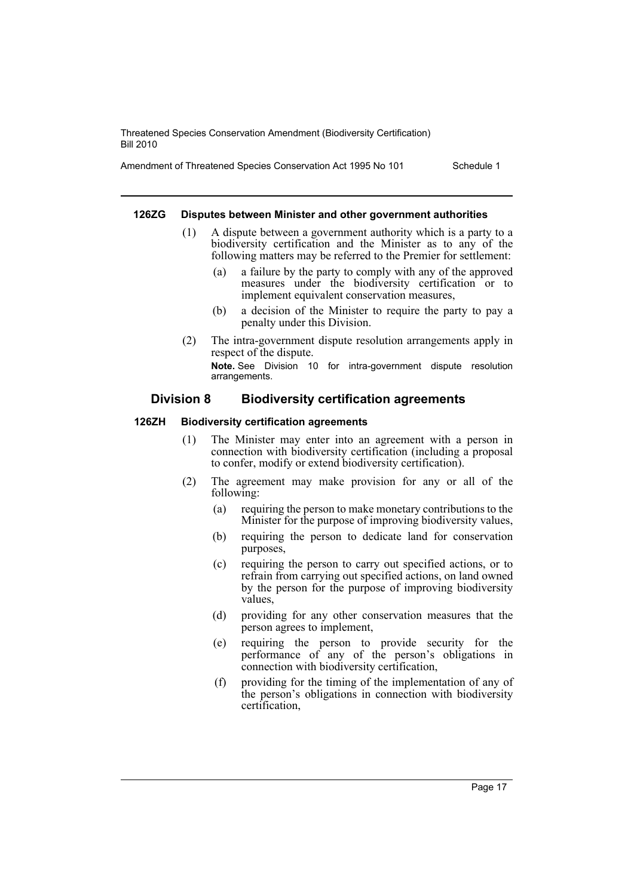#### 126ZG Disputes between Minister and other government authorities

(1) A dispute between a government authority which is a party to a biodiversity certification and the Minister as to any of the following matters may be referred to the Premier for settlement:

- (a) a failure by the party to comply with any of the approved measures under the biodiversity certification or to implement equivalent conservation measures,
- (b) a decision of the Minister to require the party to pay a penalty under this Division.

(2) The intra-government dispute resolution arrangements apply in respect of the dispute.

**Note.** See Division 10 for intra-government dispute resolution arrangements.

### Division 8 Biodiversity certification agreements

#### 126ZH Biodiversity certification agreements

(1) The Minister may enter into an agreement with a person in connection with biodiversity certification (including a proposal to confer, modify or extend biodiversity certification).

(2) The agreement may make provision for any or all of the following:

- (a) requiring the person to make monetary contributions to the Minister for the purpose of improving biodiversity values,
- (b) requiring the person to dedicate land for conservation purposes,
- (c) requiring the person to carry out specified actions, or to refrain from carrying out specified actions, on land owned by the person for the purpose of improving biodiversity values,
- (d) providing for any other conservation measures that the person agrees to implement,
- (e) requiring the person to provide security for the performance of any of the person's obligations in connection with biodiversity certification,
- (f) providing for the timing of the implementation of any of the person's obligations in connection with biodiversity certification,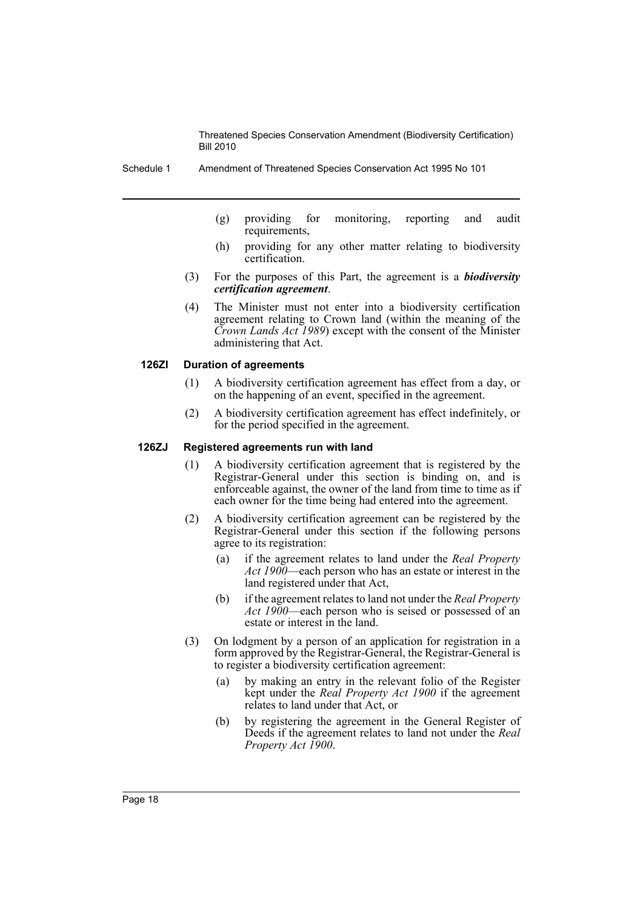(g) providing for monitoring, reporting and audit requirements,

(h) providing for any other matter relating to biodiversity certification.

(3) For the purposes of this Part, the agreement is a ***biodiversity certification agreement***.

(4) The Minister must not enter into a biodiversity certification agreement relating to Crown land (within the meaning of the *Crown Lands Act 1989*) except with the consent of the Minister administering that Act.

### 126ZI Duration of agreements

(1) A biodiversity certification agreement has effect from a day, or on the happening of an event, specified in the agreement.

(2) A biodiversity certification agreement has effect indefinitely, or for the period specified in the agreement.

### 126ZJ Registered agreements run with land

(1) A biodiversity certification agreement that is registered by the Registrar-General under this section is binding on, and is enforceable against, the owner of the land from time to time as if each owner for the time being had entered into the agreement.

(2) A biodiversity certification agreement can be registered by the Registrar-General under this section if the following persons agree to its registration:

(a) if the agreement relates to land under the *Real Property Act 1900*—each person who has an estate or interest in the land registered under that Act,

(b) if the agreement relates to land not under the *Real Property Act 1900*—each person who is seised or possessed of an estate or interest in the land.

(3) On lodgment by a person of an application for registration in a form approved by the Registrar-General, the Registrar-General is to register a biodiversity certification agreement:

(a) by making an entry in the relevant folio of the Register kept under the *Real Property Act 1900* if the agreement relates to land under that Act, or

(b) by registering the agreement in the General Register of Deeds if the agreement relates to land not under the *Real Property Act 1900*.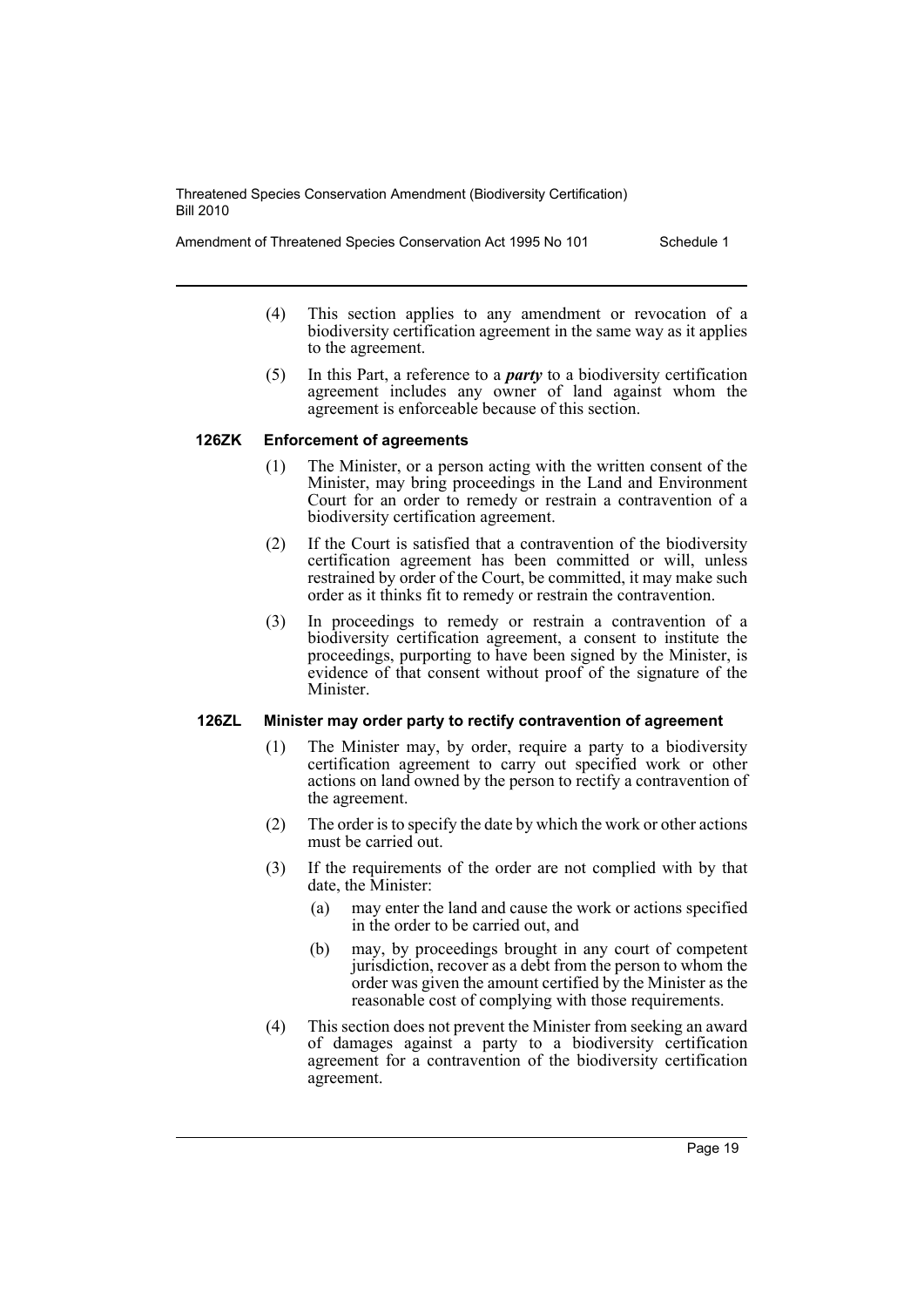(4) This section applies to any amendment or revocation of a biodiversity certification agreement in the same way as it applies to the agreement.

(5) In this Part, a reference to a ***party*** to a biodiversity certification agreement includes any owner of land against whom the agreement is enforceable because of this section.

#### 126ZK Enforcement of agreements

(1) The Minister, or a person acting with the written consent of the Minister, may bring proceedings in the Land and Environment Court for an order to remedy or restrain a contravention of a biodiversity certification agreement.

(2) If the Court is satisfied that a contravention of the biodiversity certification agreement has been committed or will, unless restrained by order of the Court, be committed, it may make such order as it thinks fit to remedy or restrain the contravention.

(3) In proceedings to remedy or restrain a contravention of a biodiversity certification agreement, a consent to institute the proceedings, purporting to have been signed by the Minister, is evidence of that consent without proof of the signature of the Minister.

#### 126ZL Minister may order party to rectify contravention of agreement

(1) The Minister may, by order, require a party to a biodiversity certification agreement to carry out specified work or other actions on land owned by the person to rectify a contravention of the agreement.

(2) The order is to specify the date by which the work or other actions must be carried out.

(3) If the requirements of the order are not complied with by that date, the Minister:

(a) may enter the land and cause the work or actions specified in the order to be carried out, and

(b) may, by proceedings brought in any court of competent jurisdiction, recover as a debt from the person to whom the order was given the amount certified by the Minister as the reasonable cost of complying with those requirements.

(4) This section does not prevent the Minister from seeking an award of damages against a party to a biodiversity certification agreement for a contravention of the biodiversity certification agreement.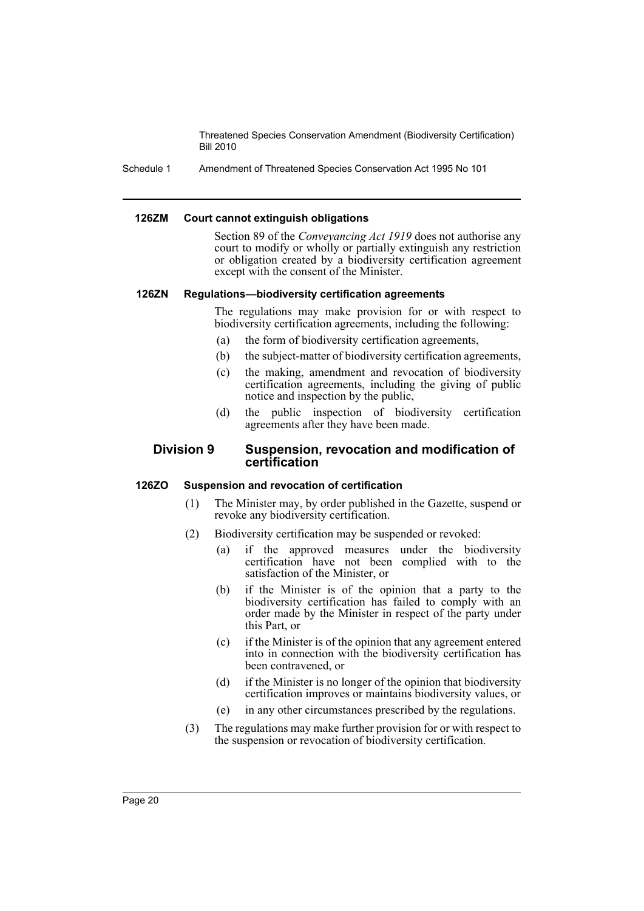#### 126ZM Court cannot extinguish obligations

Section 89 of the *Conveyancing Act 1919* does not authorise any court to modify or wholly or partially extinguish any restriction or obligation created by a biodiversity certification agreement except with the consent of the Minister.

#### 126ZN Regulations—biodiversity certification agreements

The regulations may make provision for or with respect to biodiversity certification agreements, including the following:

- (a) the form of biodiversity certification agreements,
- (b) the subject-matter of biodiversity certification agreements,
- (c) the making, amendment and revocation of biodiversity certification agreements, including the giving of public notice and inspection by the public,
- (d) the public inspection of biodiversity certification agreements after they have been made.

### Division 9 Suspension, revocation and modification of certification

#### 126ZO Suspension and revocation of certification

(1) The Minister may, by order published in the Gazette, suspend or revoke any biodiversity certification.

(2) Biodiversity certification may be suspended or revoked:

- (a) if the approved measures under the biodiversity certification have not been complied with to the satisfaction of the Minister, or
- (b) if the Minister is of the opinion that a party to the biodiversity certification has failed to comply with an order made by the Minister in respect of the party under this Part, or
- (c) if the Minister is of the opinion that any agreement entered into in connection with the biodiversity certification has been contravened, or
- (d) if the Minister is no longer of the opinion that biodiversity certification improves or maintains biodiversity values, or
- (e) in any other circumstances prescribed by the regulations.

(3) The regulations may make further provision for or with respect to the suspension or revocation of biodiversity certification.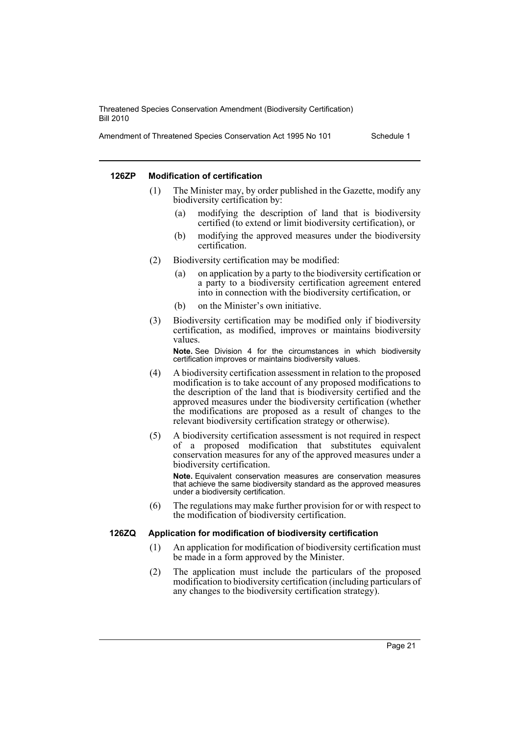#### 126ZP Modification of certification

(1) The Minister may, by order published in the Gazette, modify any biodiversity certification by:

- (a) modifying the description of land that is biodiversity certified (to extend or limit biodiversity certification), or
- (b) modifying the approved measures under the biodiversity certification.

(2) Biodiversity certification may be modified:

- (a) on application by a party to the biodiversity certification or a party to a biodiversity certification agreement entered into in connection with the biodiversity certification, or
- (b) on the Minister's own initiative.

(3) Biodiversity certification may be modified only if biodiversity certification, as modified, improves or maintains biodiversity values.

**Note.** See Division 4 for the circumstances in which biodiversity certification improves or maintains biodiversity values.

(4) A biodiversity certification assessment in relation to the proposed modification is to take account of any proposed modifications to the description of the land that is biodiversity certified and the approved measures under the biodiversity certification (whether the modifications are proposed as a result of changes to the relevant biodiversity certification strategy or otherwise).

(5) A biodiversity certification assessment is not required in respect of a proposed modification that substitutes equivalent conservation measures for any of the approved measures under a biodiversity certification.

**Note.** Equivalent conservation measures are conservation measures that achieve the same biodiversity standard as the approved measures under a biodiversity certification.

(6) The regulations may make further provision for or with respect to the modification of biodiversity certification.

#### 126ZQ Application for modification of biodiversity certification

(1) An application for modification of biodiversity certification must be made in a form approved by the Minister.

(2) The application must include the particulars of the proposed modification to biodiversity certification (including particulars of any changes to the biodiversity certification strategy).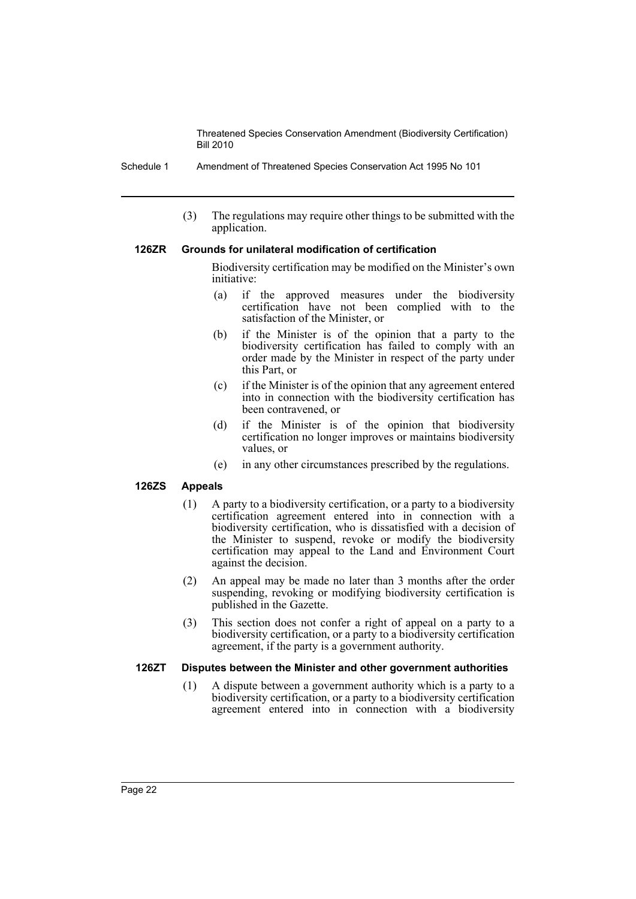(3) The regulations may require other things to be submitted with the application.

**126ZR Grounds for unilateral modification of certification**

Biodiversity certification may be modified on the Minister's own initiative:

- (a) if the approved measures under the biodiversity certification have not been complied with to the satisfaction of the Minister, or
- (b) if the Minister is of the opinion that a party to the biodiversity certification has failed to comply with an order made by the Minister in respect of the party under this Part, or
- (c) if the Minister is of the opinion that any agreement entered into in connection with the biodiversity certification has been contravened, or
- (d) if the Minister is of the opinion that biodiversity certification no longer improves or maintains biodiversity values, or
- (e) in any other circumstances prescribed by the regulations.

**126ZS Appeals**

(1) A party to a biodiversity certification, or a party to a biodiversity certification agreement entered into in connection with a biodiversity certification, who is dissatisfied with a decision of the Minister to suspend, revoke or modify the biodiversity certification may appeal to the Land and Environment Court against the decision.

(2) An appeal may be made no later than 3 months after the order suspending, revoking or modifying biodiversity certification is published in the Gazette.

(3) This section does not confer a right of appeal on a party to a biodiversity certification, or a party to a biodiversity certification agreement, if the party is a government authority.

**126ZT Disputes between the Minister and other government authorities**

(1) A dispute between a government authority which is a party to a biodiversity certification, or a party to a biodiversity certification agreement entered into in connection with a biodiversity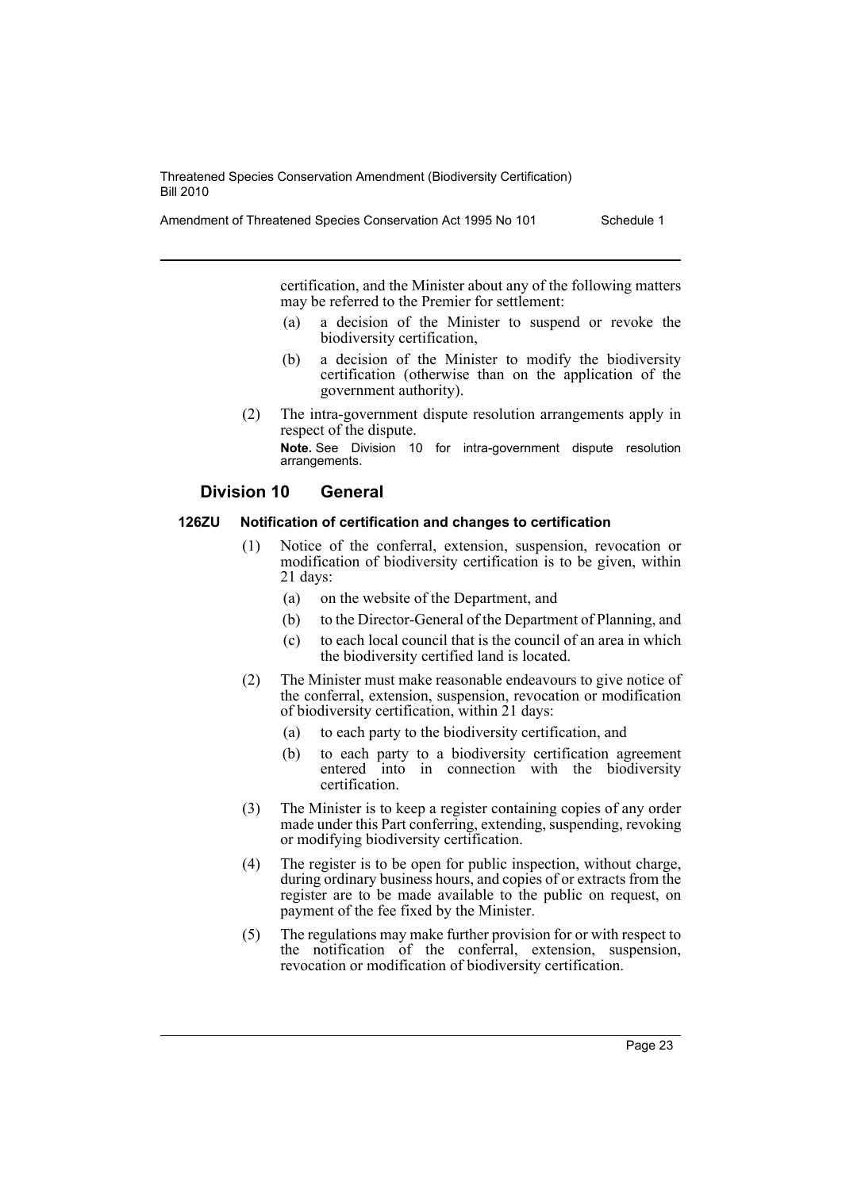certification, and the Minister about any of the following matters may be referred to the Premier for settlement:

(a) a decision of the Minister to suspend or revoke the biodiversity certification,

(b) a decision of the Minister to modify the biodiversity certification (otherwise than on the application of the government authority).

(2) The intra-government dispute resolution arrangements apply in respect of the dispute.

**Note.** See Division 10 for intra-government dispute resolution arrangements.

## Division 10 General

### 126ZU Notification of certification and changes to certification

(1) Notice of the conferral, extension, suspension, revocation or modification of biodiversity certification is to be given, within 21 days:

(a) on the website of the Department, and

(b) to the Director-General of the Department of Planning, and

(c) to each local council that is the council of an area in which the biodiversity certified land is located.

(2) The Minister must make reasonable endeavours to give notice of the conferral, extension, suspension, revocation or modification of biodiversity certification, within 21 days:

(a) to each party to the biodiversity certification, and

(b) to each party to a biodiversity certification agreement entered into in connection with the biodiversity certification.

(3) The Minister is to keep a register containing copies of any order made under this Part conferring, extending, suspending, revoking or modifying biodiversity certification.

(4) The register is to be open for public inspection, without charge, during ordinary business hours, and copies of or extracts from the register are to be made available to the public on request, on payment of the fee fixed by the Minister.

(5) The regulations may make further provision for or with respect to the notification of the conferral, extension, suspension, revocation or modification of biodiversity certification.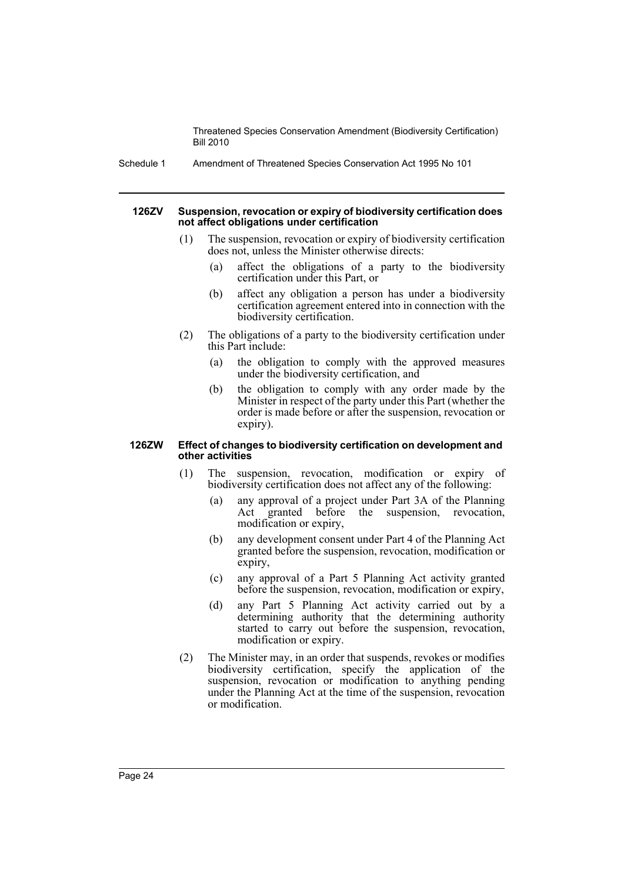#### 126ZV Suspension, revocation or expiry of biodiversity certification does not affect obligations under certification

(1) The suspension, revocation or expiry of biodiversity certification does not, unless the Minister otherwise directs:

- (a) affect the obligations of a party to the biodiversity certification under this Part, or
- (b) affect any obligation a person has under a biodiversity certification agreement entered into in connection with the biodiversity certification.

(2) The obligations of a party to the biodiversity certification under this Part include:

- (a) the obligation to comply with the approved measures under the biodiversity certification, and
- (b) the obligation to comply with any order made by the Minister in respect of the party under this Part (whether the order is made before or after the suspension, revocation or expiry).

#### 126ZW Effect of changes to biodiversity certification on development and other activities

(1) The suspension, revocation, modification or expiry of biodiversity certification does not affect any of the following:

- (a) any approval of a project under Part 3A of the Planning Act granted before the suspension, revocation, modification or expiry,
- (b) any development consent under Part 4 of the Planning Act granted before the suspension, revocation, modification or expiry,
- (c) any approval of a Part 5 Planning Act activity granted before the suspension, revocation, modification or expiry,
- (d) any Part 5 Planning Act activity carried out by a determining authority that the determining authority started to carry out before the suspension, revocation, modification or expiry.

(2) The Minister may, in an order that suspends, revokes or modifies biodiversity certification, specify the application of the suspension, revocation or modification to anything pending under the Planning Act at the time of the suspension, revocation or modification.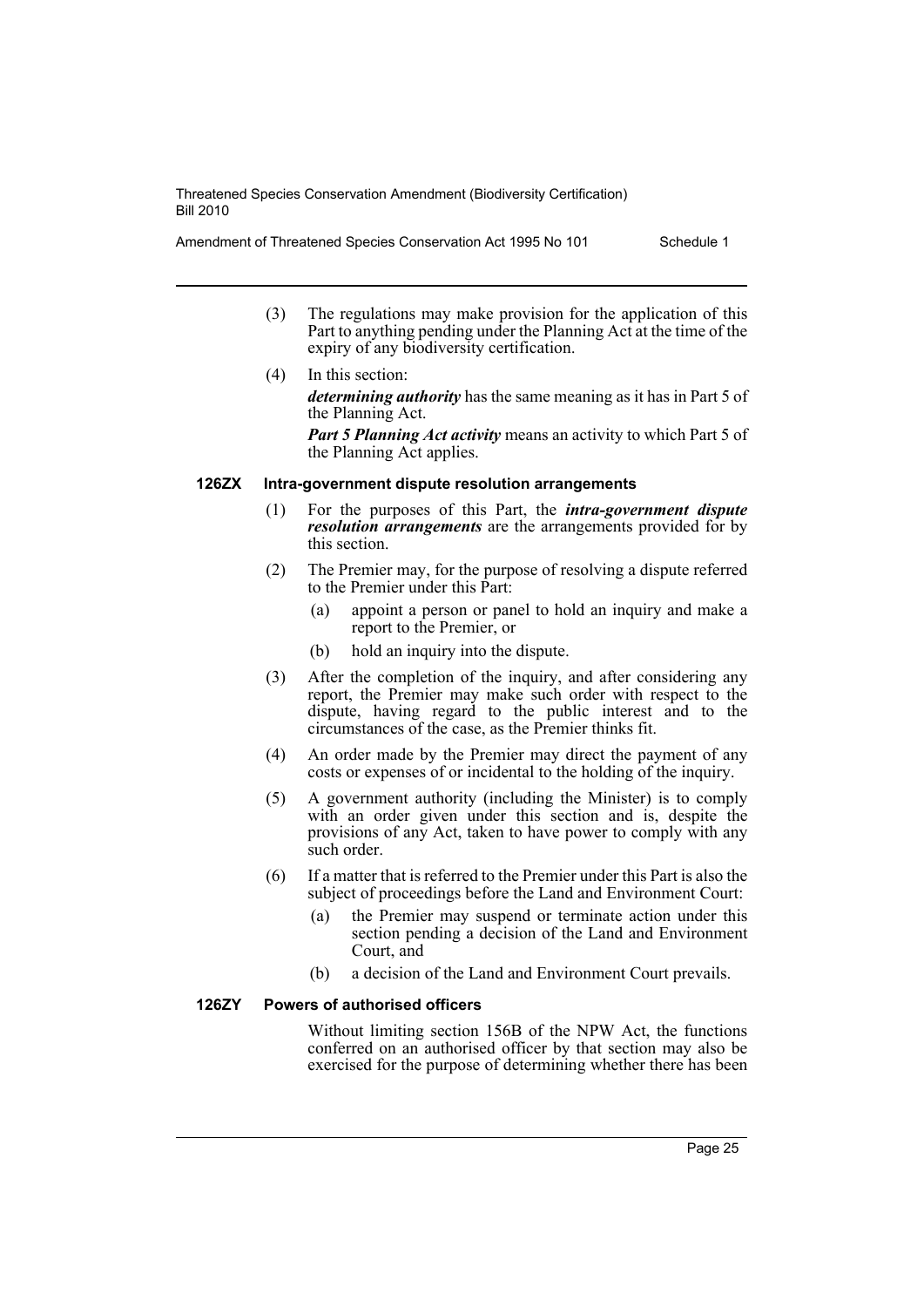(3) The regulations may make provision for the application of this Part to anything pending under the Planning Act at the time of the expiry of any biodiversity certification.

(4) In this section:

***determining authority*** has the same meaning as it has in Part 5 of the Planning Act.

***Part 5 Planning Act activity*** means an activity to which Part 5 of the Planning Act applies.

#### 126ZX Intra-government dispute resolution arrangements

(1) For the purposes of this Part, the ***intra-government dispute resolution arrangements*** are the arrangements provided for by this section.

(2) The Premier may, for the purpose of resolving a dispute referred to the Premier under this Part:

- (a) appoint a person or panel to hold an inquiry and make a report to the Premier, or
- (b) hold an inquiry into the dispute.

(3) After the completion of the inquiry, and after considering any report, the Premier may make such order with respect to the dispute, having regard to the public interest and to the circumstances of the case, as the Premier thinks fit.

(4) An order made by the Premier may direct the payment of any costs or expenses of or incidental to the holding of the inquiry.

(5) A government authority (including the Minister) is to comply with an order given under this section and is, despite the provisions of any Act, taken to have power to comply with any such order.

(6) If a matter that is referred to the Premier under this Part is also the subject of proceedings before the Land and Environment Court:

- (a) the Premier may suspend or terminate action under this section pending a decision of the Land and Environment Court, and
- (b) a decision of the Land and Environment Court prevails.

#### 126ZY Powers of authorised officers

Without limiting section 156B of the NPW Act, the functions conferred on an authorised officer by that section may also be exercised for the purpose of determining whether there has been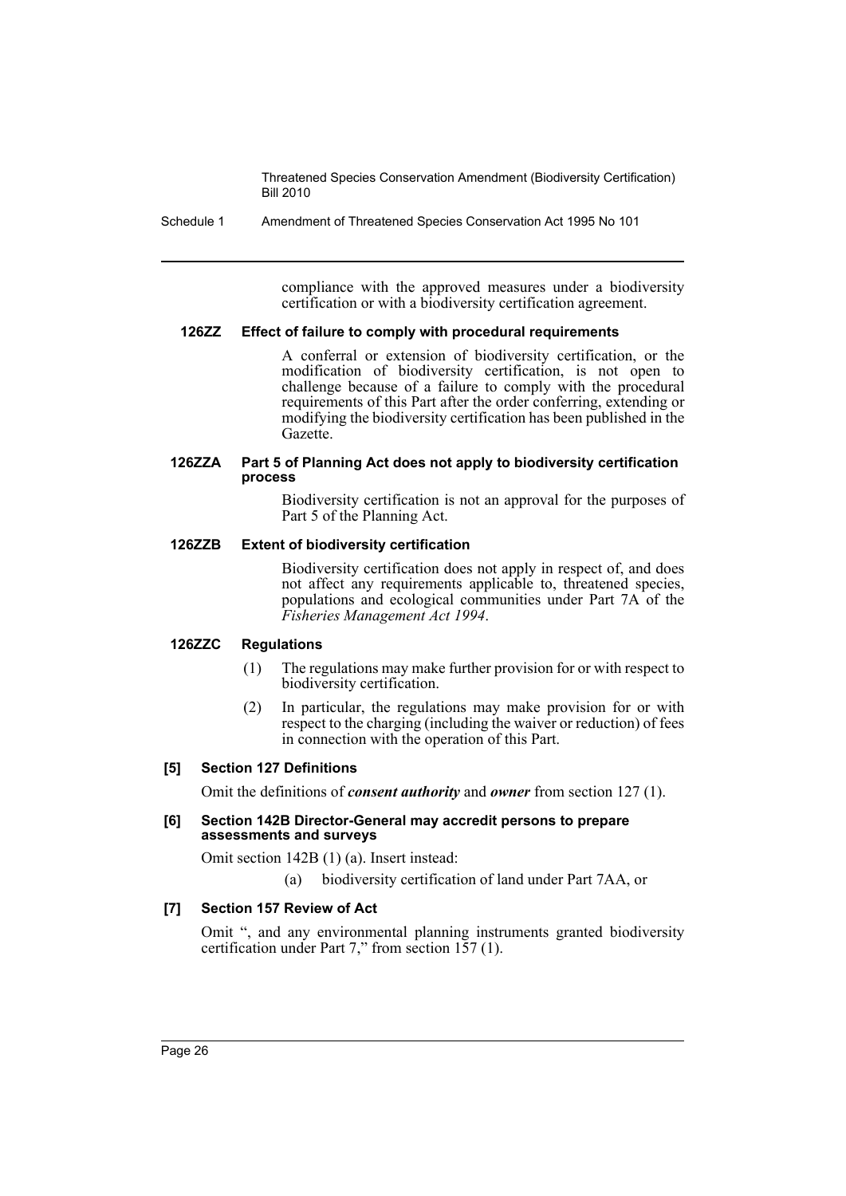compliance with the approved measures under a biodiversity certification or with a biodiversity certification agreement.

#### 126ZZ Effect of failure to comply with procedural requirements

A conferral or extension of biodiversity certification, or the modification of biodiversity certification, is not open to challenge because of a failure to comply with the procedural requirements of this Part after the order conferring, extending or modifying the biodiversity certification has been published in the Gazette.

#### 126ZZA Part 5 of Planning Act does not apply to biodiversity certification process

Biodiversity certification is not an approval for the purposes of Part 5 of the Planning Act.

#### 126ZZB Extent of biodiversity certification

Biodiversity certification does not apply in respect of, and does not affect any requirements applicable to, threatened species, populations and ecological communities under Part 7A of the *Fisheries Management Act 1994*.

#### 126ZZC Regulations

(1) The regulations may make further provision for or with respect to biodiversity certification.

(2) In particular, the regulations may make provision for or with respect to the charging (including the waiver or reduction) of fees in connection with the operation of this Part.

### [5] Section 127 Definitions

Omit the definitions of ***consent authority*** and ***owner*** from section 127 (1).

### [6] Section 142B Director-General may accredit persons to prepare assessments and surveys

Omit section 142B (1) (a). Insert instead:

(a) biodiversity certification of land under Part 7AA, or

### [7] Section 157 Review of Act

Omit ", and any environmental planning instruments granted biodiversity certification under Part 7," from section 157 (1).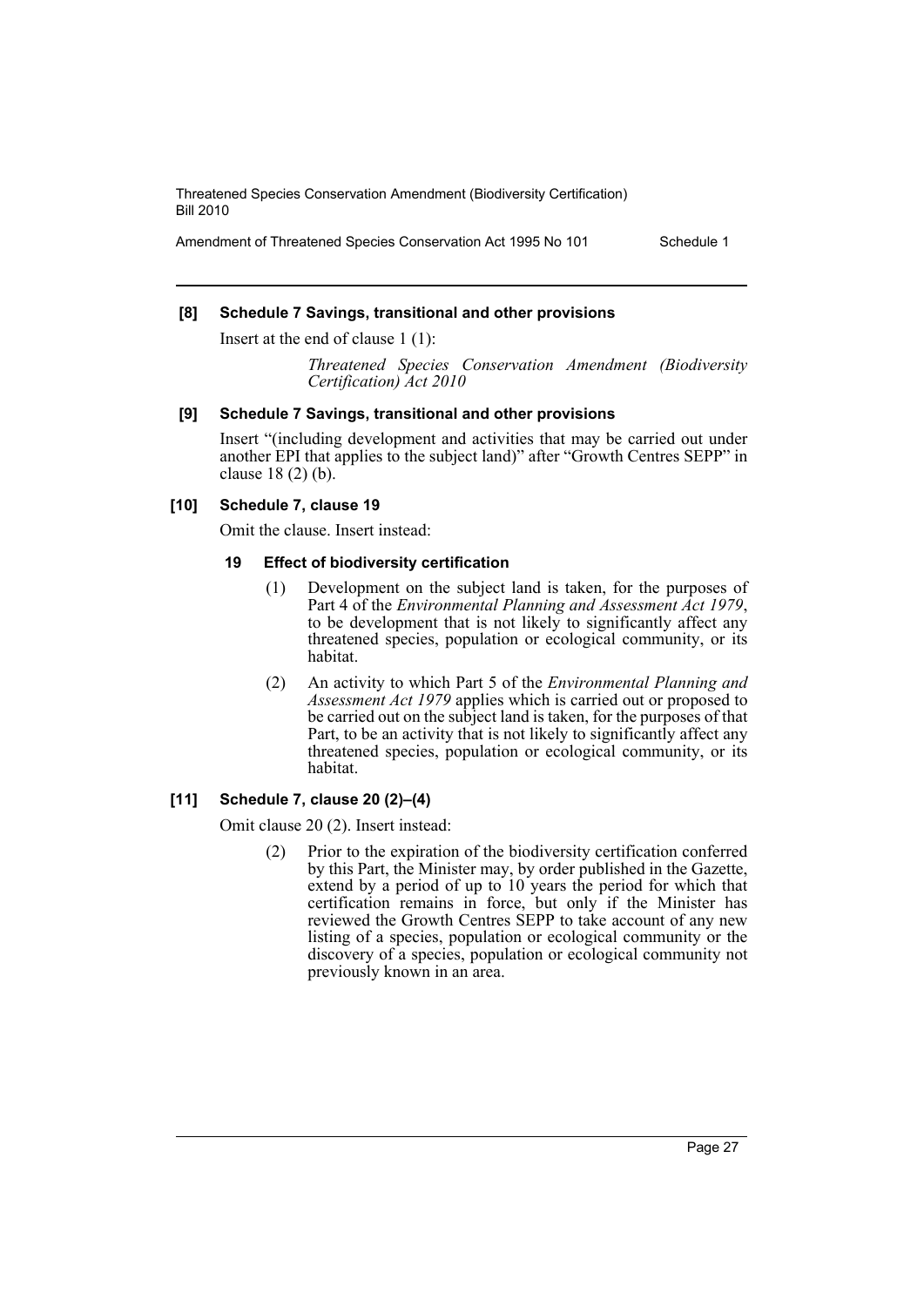**[8] Schedule 7 Savings, transitional and other provisions**

Insert at the end of clause 1 (1):

*Threatened Species Conservation Amendment (Biodiversity Certification) Act 2010*

**[9] Schedule 7 Savings, transitional and other provisions**

Insert "(including development and activities that may be carried out under another EPI that applies to the subject land)" after "Growth Centres SEPP" in clause 18 (2) (b).

**[10] Schedule 7, clause 19**

Omit the clause. Insert instead:

**19 Effect of biodiversity certification**

(1) Development on the subject land is taken, for the purposes of Part 4 of the *Environmental Planning and Assessment Act 1979*, to be development that is not likely to significantly affect any threatened species, population or ecological community, or its habitat.

(2) An activity to which Part 5 of the *Environmental Planning and Assessment Act 1979* applies which is carried out or proposed to be carried out on the subject land is taken, for the purposes of that Part, to be an activity that is not likely to significantly affect any threatened species, population or ecological community, or its habitat.

**[11] Schedule 7, clause 20 (2)–(4)**

Omit clause 20 (2). Insert instead:

(2) Prior to the expiration of the biodiversity certification conferred by this Part, the Minister may, by order published in the Gazette, extend by a period of up to 10 years the period for which that certification remains in force, but only if the Minister has reviewed the Growth Centres SEPP to take account of any new listing of a species, population or ecological community or the discovery of a species, population or ecological community not previously known in an area.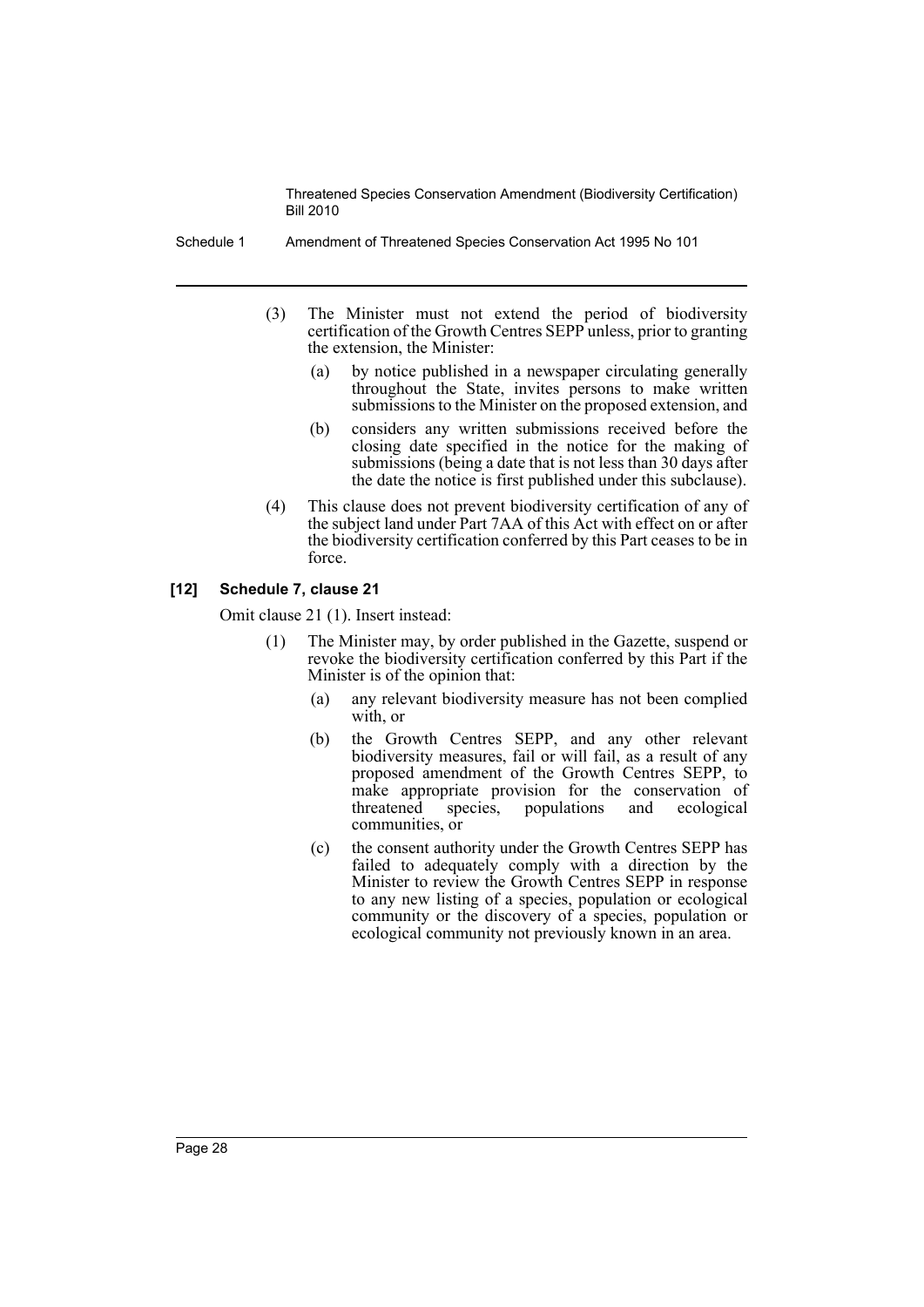(3) The Minister must not extend the period of biodiversity certification of the Growth Centres SEPP unless, prior to granting the extension, the Minister:

(a) by notice published in a newspaper circulating generally throughout the State, invites persons to make written submissions to the Minister on the proposed extension, and

(b) considers any written submissions received before the closing date specified in the notice for the making of submissions (being a date that is not less than 30 days after the date the notice is first published under this subclause).

(4) This clause does not prevent biodiversity certification of any of the subject land under Part 7AA of this Act with effect on or after the biodiversity certification conferred by this Part ceases to be in force.

#### [12] Schedule 7, clause 21

Omit clause 21 (1). Insert instead:

(1) The Minister may, by order published in the Gazette, suspend or revoke the biodiversity certification conferred by this Part if the Minister is of the opinion that:

(a) any relevant biodiversity measure has not been complied with, or

(b) the Growth Centres SEPP, and any other relevant biodiversity measures, fail or will fail, as a result of any proposed amendment of the Growth Centres SEPP, to make appropriate provision for the conservation of threatened species, populations and ecological communities, or

(c) the consent authority under the Growth Centres SEPP has failed to adequately comply with a direction by the Minister to review the Growth Centres SEPP in response to any new listing of a species, population or ecological community or the discovery of a species, population or ecological community not previously known in an area.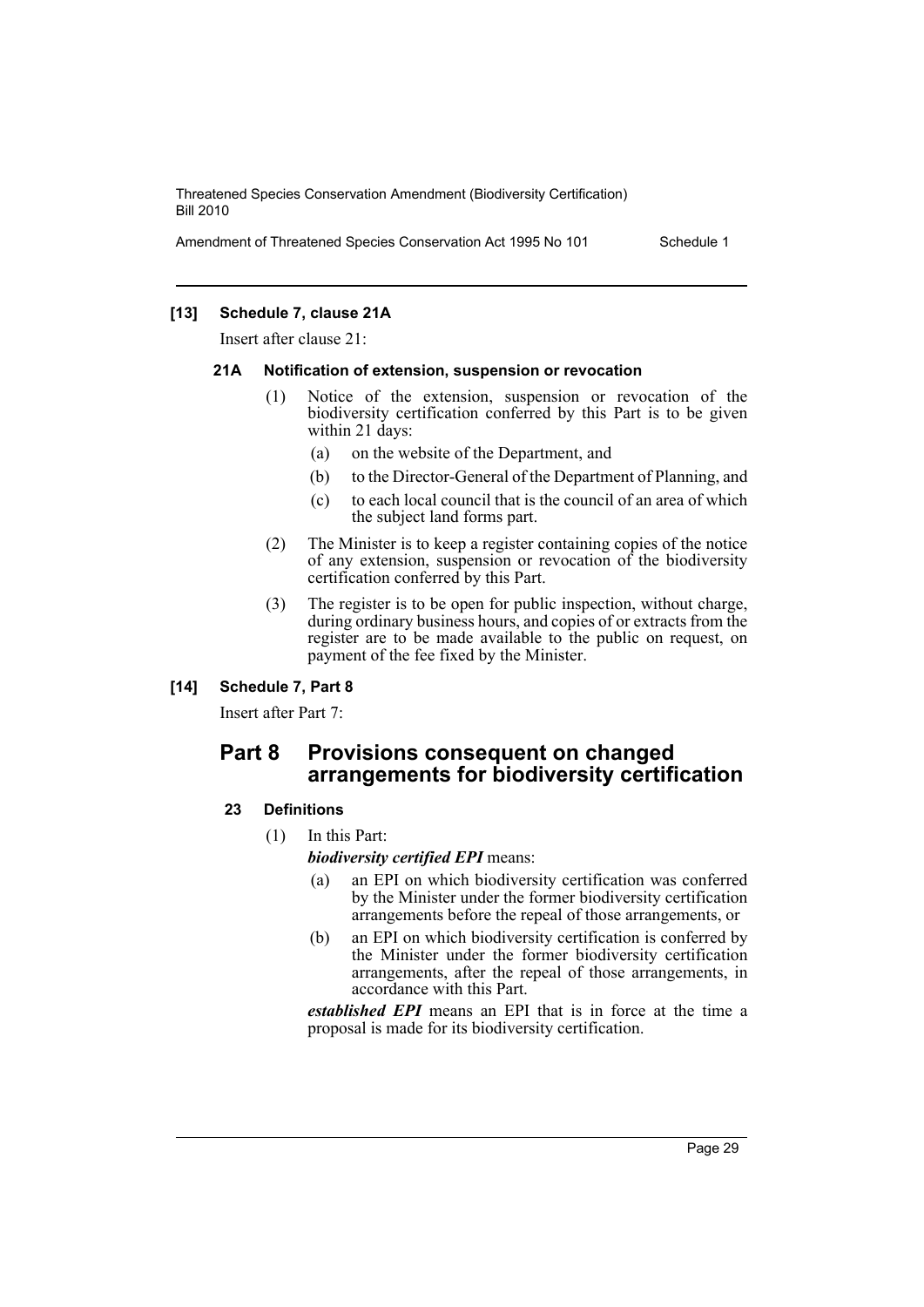### [13] Schedule 7, clause 21A

Insert after clause 21:

#### 21A Notification of extension, suspension or revocation

(1) Notice of the extension, suspension or revocation of the biodiversity certification conferred by this Part is to be given within 21 days:

- (a) on the website of the Department, and
- (b) to the Director-General of the Department of Planning, and
- (c) to each local council that is the council of an area of which the subject land forms part.

(2) The Minister is to keep a register containing copies of the notice of any extension, suspension or revocation of the biodiversity certification conferred by this Part.

(3) The register is to be open for public inspection, without charge, during ordinary business hours, and copies of or extracts from the register are to be made available to the public on request, on payment of the fee fixed by the Minister.

### [14] Schedule 7, Part 8

Insert after Part 7:

## Part 8 Provisions consequent on changed arrangements for biodiversity certification

#### 23 Definitions

(1) In this Part:

***biodiversity certified EPI*** means:

- (a) an EPI on which biodiversity certification was conferred by the Minister under the former biodiversity certification arrangements before the repeal of those arrangements, or
- (b) an EPI on which biodiversity certification is conferred by the Minister under the former biodiversity certification arrangements, after the repeal of those arrangements, in accordance with this Part.

***established EPI*** means an EPI that is in force at the time a proposal is made for its biodiversity certification.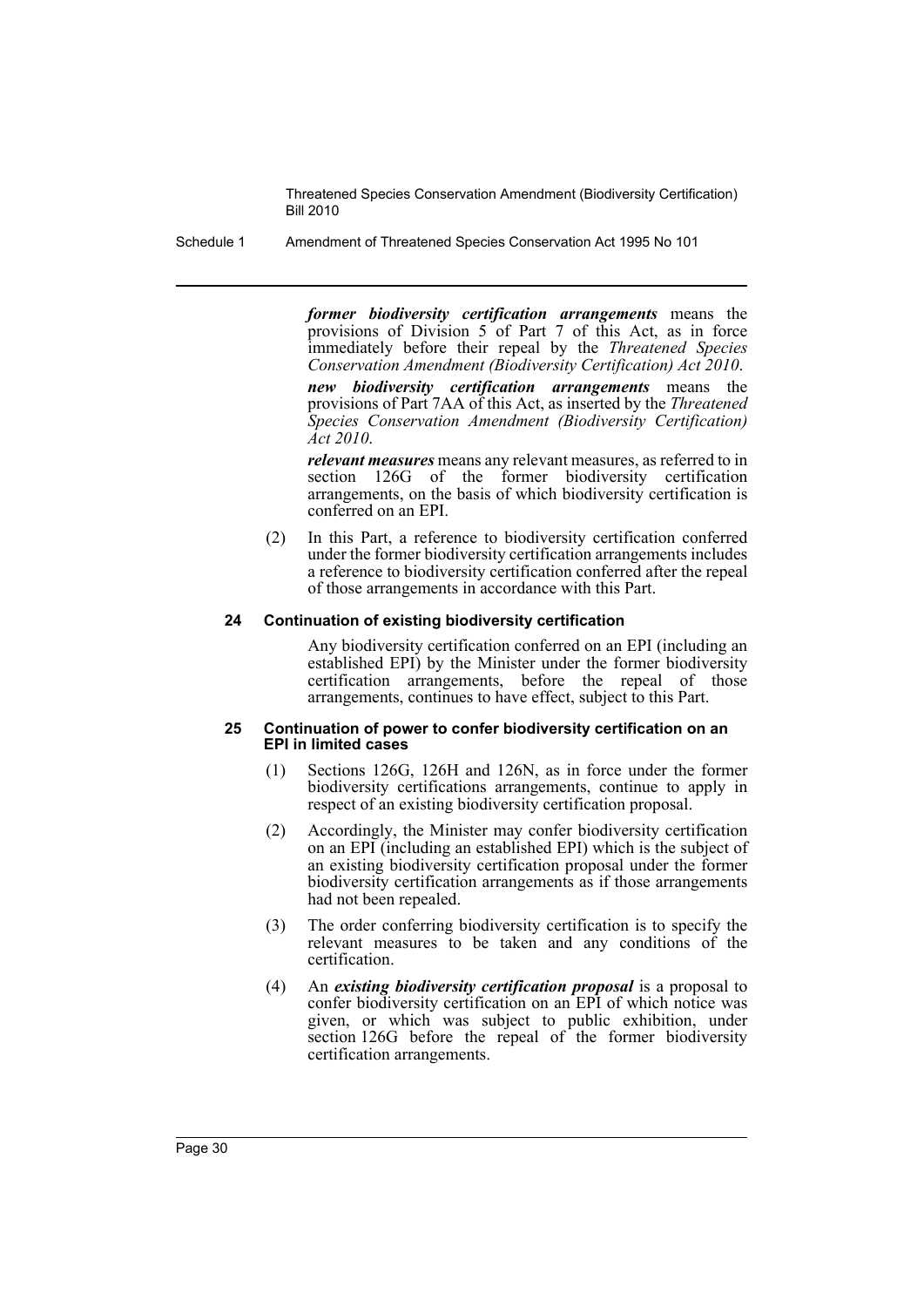***former biodiversity certification arrangements*** means the provisions of Division 5 of Part 7 of this Act, as in force immediately before their repeal by the *Threatened Species Conservation Amendment (Biodiversity Certification) Act 2010*.

***new biodiversity certification arrangements*** means the provisions of Part 7AA of this Act, as inserted by the *Threatened Species Conservation Amendment (Biodiversity Certification) Act 2010*.

***relevant measures*** means any relevant measures, as referred to in section 126G of the former biodiversity certification arrangements, on the basis of which biodiversity certification is conferred on an EPI.

(2) In this Part, a reference to biodiversity certification conferred under the former biodiversity certification arrangements includes a reference to biodiversity certification conferred after the repeal of those arrangements in accordance with this Part.

#### 24 Continuation of existing biodiversity certification

Any biodiversity certification conferred on an EPI (including an established EPI) by the Minister under the former biodiversity certification arrangements, before the repeal of those arrangements, continues to have effect, subject to this Part.

#### 25 Continuation of power to confer biodiversity certification on an EPI in limited cases

(1) Sections 126G, 126H and 126N, as in force under the former biodiversity certifications arrangements, continue to apply in respect of an existing biodiversity certification proposal.

(2) Accordingly, the Minister may confer biodiversity certification on an EPI (including an established EPI) which is the subject of an existing biodiversity certification proposal under the former biodiversity certification arrangements as if those arrangements had not been repealed.

(3) The order conferring biodiversity certification is to specify the relevant measures to be taken and any conditions of the certification.

(4) An ***existing biodiversity certification proposal*** is a proposal to confer biodiversity certification on an EPI of which notice was given, or which was subject to public exhibition, under section 126G before the repeal of the former biodiversity certification arrangements.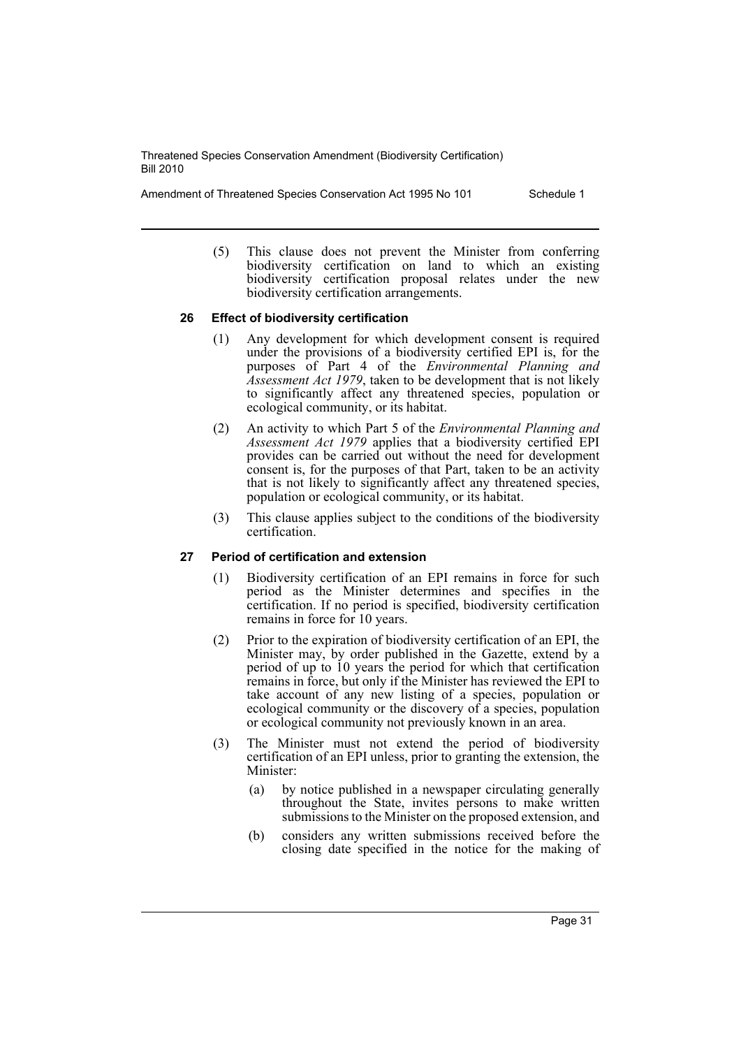(5) This clause does not prevent the Minister from conferring biodiversity certification on land to which an existing biodiversity certification proposal relates under the new biodiversity certification arrangements.

**26 Effect of biodiversity certification**

(1) Any development for which development consent is required under the provisions of a biodiversity certified EPI is, for the purposes of Part 4 of the *Environmental Planning and Assessment Act 1979*, taken to be development that is not likely to significantly affect any threatened species, population or ecological community, or its habitat.

(2) An activity to which Part 5 of the *Environmental Planning and Assessment Act 1979* applies that a biodiversity certified EPI provides can be carried out without the need for development consent is, for the purposes of that Part, taken to be an activity that is not likely to significantly affect any threatened species, population or ecological community, or its habitat.

(3) This clause applies subject to the conditions of the biodiversity certification.

**27 Period of certification and extension**

(1) Biodiversity certification of an EPI remains in force for such period as the Minister determines and specifies in the certification. If no period is specified, biodiversity certification remains in force for 10 years.

(2) Prior to the expiration of biodiversity certification of an EPI, the Minister may, by order published in the Gazette, extend by a period of up to 10 years the period for which that certification remains in force, but only if the Minister has reviewed the EPI to take account of any new listing of a species, population or ecological community or the discovery of a species, population or ecological community not previously known in an area.

(3) The Minister must not extend the period of biodiversity certification of an EPI unless, prior to granting the extension, the Minister:

(a) by notice published in a newspaper circulating generally throughout the State, invites persons to make written submissions to the Minister on the proposed extension, and

(b) considers any written submissions received before the closing date specified in the notice for the making of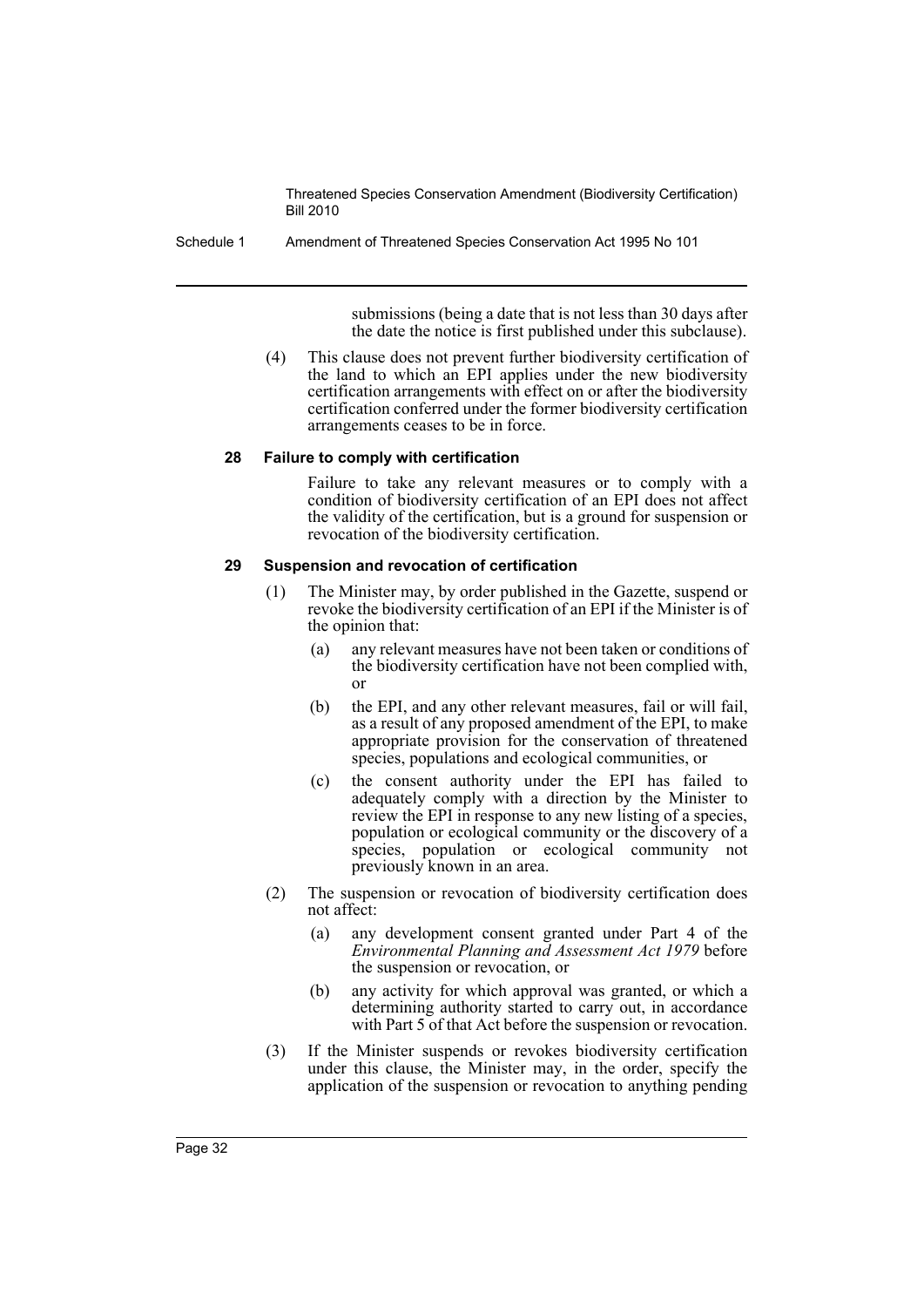submissions (being a date that is not less than 30 days after the date the notice is first published under this subclause).

(4) This clause does not prevent further biodiversity certification of the land to which an EPI applies under the new biodiversity certification arrangements with effect on or after the biodiversity certification conferred under the former biodiversity certification arrangements ceases to be in force.

#### 28 Failure to comply with certification

Failure to take any relevant measures or to comply with a condition of biodiversity certification of an EPI does not affect the validity of the certification, but is a ground for suspension or revocation of the biodiversity certification.

#### 29 Suspension and revocation of certification

(1) The Minister may, by order published in the Gazette, suspend or revoke the biodiversity certification of an EPI if the Minister is of the opinion that:

- (a) any relevant measures have not been taken or conditions of the biodiversity certification have not been complied with, or
- (b) the EPI, and any other relevant measures, fail or will fail, as a result of any proposed amendment of the EPI, to make appropriate provision for the conservation of threatened species, populations and ecological communities, or
- (c) the consent authority under the EPI has failed to adequately comply with a direction by the Minister to review the EPI in response to any new listing of a species, population or ecological community or the discovery of a species, population or ecological community not previously known in an area.

(2) The suspension or revocation of biodiversity certification does not affect:

- (a) any development consent granted under Part 4 of the *Environmental Planning and Assessment Act 1979* before the suspension or revocation, or
- (b) any activity for which approval was granted, or which a determining authority started to carry out, in accordance with Part 5 of that Act before the suspension or revocation.

(3) If the Minister suspends or revokes biodiversity certification under this clause, the Minister may, in the order, specify the application of the suspension or revocation to anything pending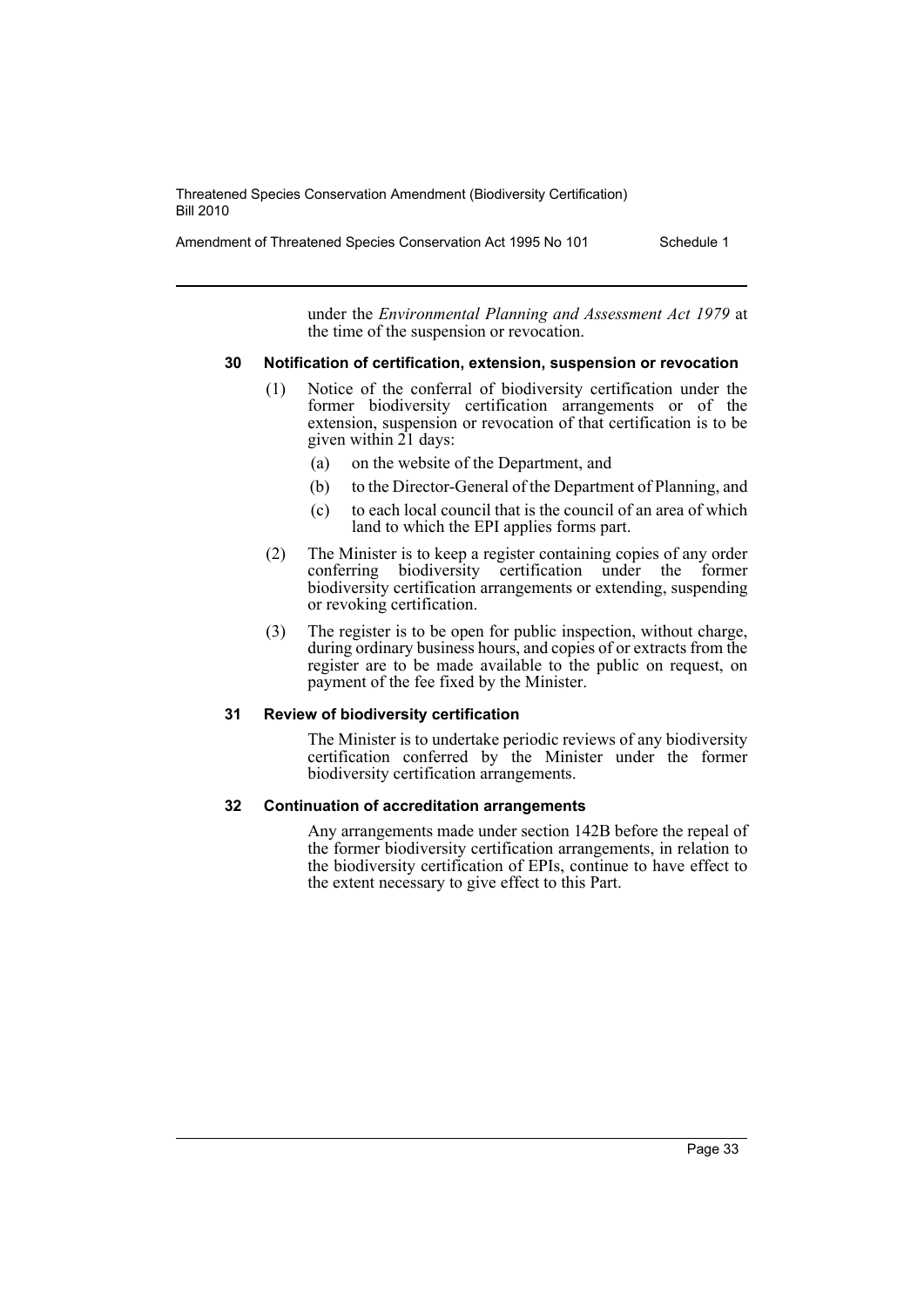under the *Environmental Planning and Assessment Act 1979* at the time of the suspension or revocation.

### 30 Notification of certification, extension, suspension or revocation

(1) Notice of the conferral of biodiversity certification under the former biodiversity certification arrangements or of the extension, suspension or revocation of that certification is to be given within 21 days:

(a) on the website of the Department, and

(b) to the Director-General of the Department of Planning, and

(c) to each local council that is the council of an area of which land to which the EPI applies forms part.

(2) The Minister is to keep a register containing copies of any order conferring biodiversity certification under the former biodiversity certification arrangements or extending, suspending or revoking certification.

(3) The register is to be open for public inspection, without charge, during ordinary business hours, and copies of or extracts from the register are to be made available to the public on request, on payment of the fee fixed by the Minister.

### 31 Review of biodiversity certification

The Minister is to undertake periodic reviews of any biodiversity certification conferred by the Minister under the former biodiversity certification arrangements.

### 32 Continuation of accreditation arrangements

Any arrangements made under section 142B before the repeal of the former biodiversity certification arrangements, in relation to the biodiversity certification of EPIs, continue to have effect to the extent necessary to give effect to this Part.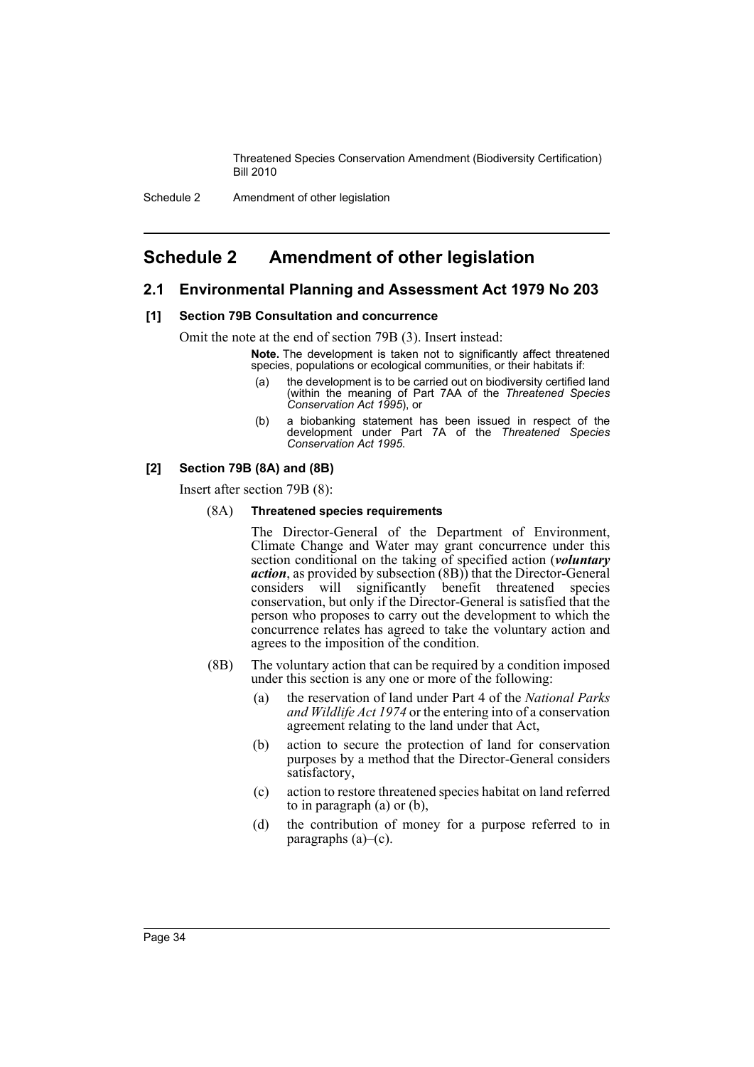## Schedule 2 Amendment of other legislation

### 2.1 Environmental Planning and Assessment Act 1979 No 203

#### [1] Section 79B Consultation and concurrence

Omit the note at the end of section 79B (3). Insert instead:

> **Note.** The development is taken not to significantly affect threatened species, populations or ecological communities, or their habitats if:
>
> (a) the development is to be carried out on biodiversity certified land (within the meaning of Part 7AA of the *Threatened Species Conservation Act 1995*), or
>
> (b) a biobanking statement has been issued in respect of the development under Part 7A of the *Threatened Species Conservation Act 1995*.

#### [2] Section 79B (8A) and (8B)

Insert after section 79B (8):

(8A) **Threatened species requirements**

The Director-General of the Department of Environment, Climate Change and Water may grant concurrence under this section conditional on the taking of specified action (***voluntary action***, as provided by subsection (8B)) that the Director-General considers will significantly benefit threatened species conservation, but only if the Director-General is satisfied that the person who proposes to carry out the development to which the concurrence relates has agreed to take the voluntary action and agrees to the imposition of the condition.

(8B) The voluntary action that can be required by a condition imposed under this section is any one or more of the following:

(a) the reservation of land under Part 4 of the *National Parks and Wildlife Act 1974* or the entering into of a conservation agreement relating to the land under that Act,

(b) action to secure the protection of land for conservation purposes by a method that the Director-General considers satisfactory,

(c) action to restore threatened species habitat on land referred to in paragraph (a) or (b),

(d) the contribution of money for a purpose referred to in paragraphs (a)–(c).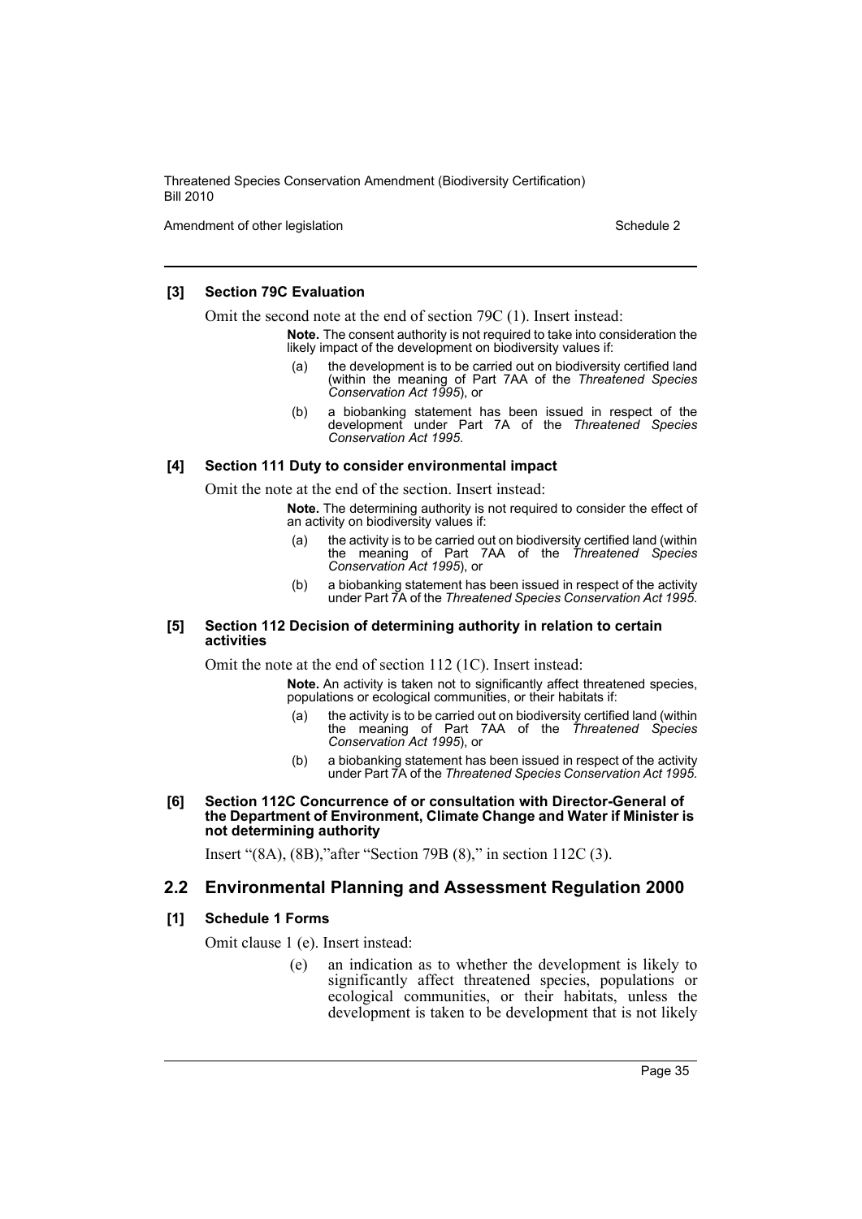#### [3] Section 79C Evaluation

Omit the second note at the end of section 79C (1). Insert instead:

> **Note.** The consent authority is not required to take into consideration the likely impact of the development on biodiversity values if:
>
> (a) the development is to be carried out on biodiversity certified land (within the meaning of Part 7AA of the *Threatened Species Conservation Act 1995*), or
>
> (b) a biobanking statement has been issued in respect of the development under Part 7A of the *Threatened Species Conservation Act 1995*.

#### [4] Section 111 Duty to consider environmental impact

Omit the note at the end of the section. Insert instead:

> **Note.** The determining authority is not required to consider the effect of an activity on biodiversity values if:
>
> (a) the activity is to be carried out on biodiversity certified land (within the meaning of Part 7AA of the *Threatened Species Conservation Act 1995*), or
>
> (b) a biobanking statement has been issued in respect of the activity under Part 7A of the *Threatened Species Conservation Act 1995*.

#### [5] Section 112 Decision of determining authority in relation to certain activities

Omit the note at the end of section 112 (1C). Insert instead:

> **Note.** An activity is taken not to significantly affect threatened species, populations or ecological communities, or their habitats if:
>
> (a) the activity is to be carried out on biodiversity certified land (within the meaning of Part 7AA of the *Threatened Species Conservation Act 1995*), or
>
> (b) a biobanking statement has been issued in respect of the activity under Part 7A of the *Threatened Species Conservation Act 1995*.

#### [6] Section 112C Concurrence of or consultation with Director-General of the Department of Environment, Climate Change and Water if Minister is not determining authority

Insert "(8A), (8B),"after "Section 79B (8)," in section 112C (3).

## 2.2 Environmental Planning and Assessment Regulation 2000

#### [1] Schedule 1 Forms

Omit clause 1 (e). Insert instead:

> (e) an indication as to whether the development is likely to significantly affect threatened species, populations or ecological communities, or their habitats, unless the development is taken to be development that is not likely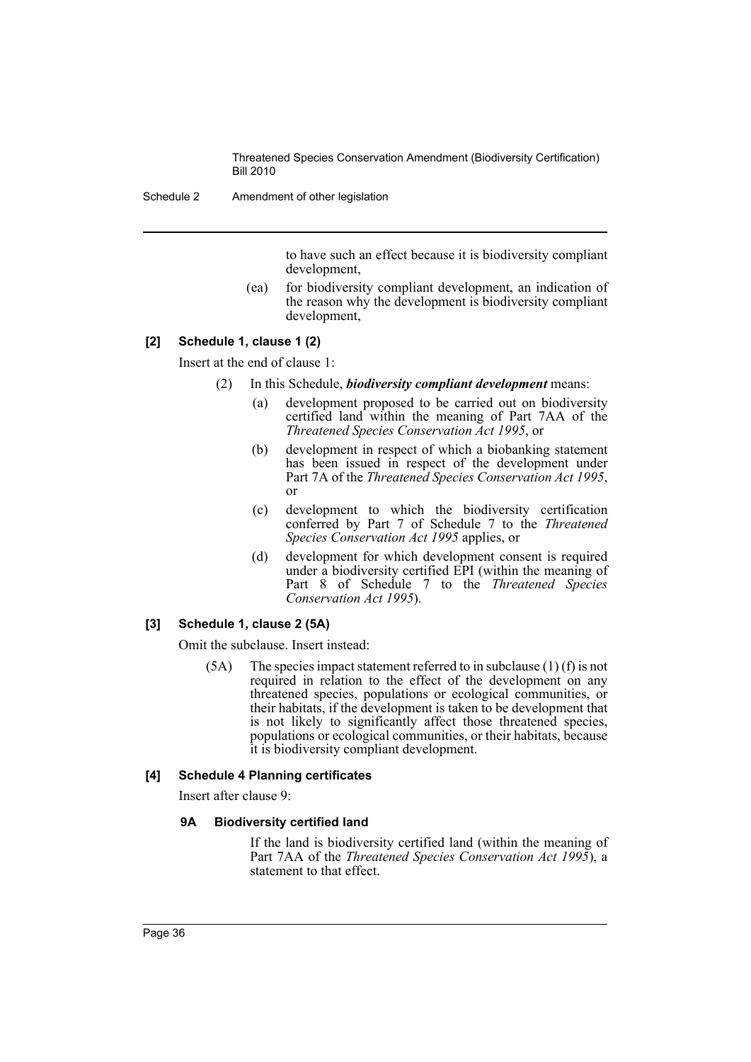to have such an effect because it is biodiversity compliant development,

(ea) for biodiversity compliant development, an indication of the reason why the development is biodiversity compliant development,

**[2] Schedule 1, clause 1 (2)**

Insert at the end of clause 1:

(2) In this Schedule, ***biodiversity compliant development*** means:

(a) development proposed to be carried out on biodiversity certified land within the meaning of Part 7AA of the *Threatened Species Conservation Act 1995*, or

(b) development in respect of which a biobanking statement has been issued in respect of the development under Part 7A of the *Threatened Species Conservation Act 1995*, or

(c) development to which the biodiversity certification conferred by Part 7 of Schedule 7 to the *Threatened Species Conservation Act 1995* applies, or

(d) development for which development consent is required under a biodiversity certified EPI (within the meaning of Part 8 of Schedule 7 to the *Threatened Species Conservation Act 1995*).

**[3] Schedule 1, clause 2 (5A)**

Omit the subclause. Insert instead:

(5A) The species impact statement referred to in subclause (1) (f) is not required in relation to the effect of the development on any threatened species, populations or ecological communities, or their habitats, if the development is taken to be development that is not likely to significantly affect those threatened species, populations or ecological communities, or their habitats, because it is biodiversity compliant development.

**[4] Schedule 4 Planning certificates**

Insert after clause 9:

**9A Biodiversity certified land**

If the land is biodiversity certified land (within the meaning of Part 7AA of the *Threatened Species Conservation Act 1995*), a statement to that effect.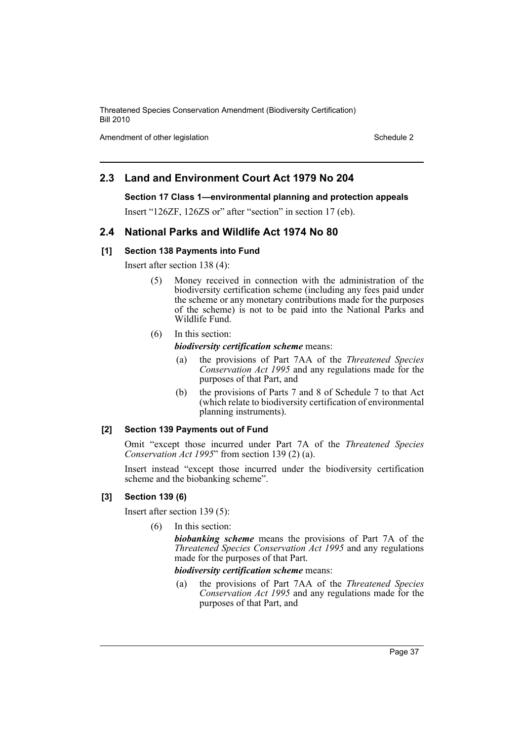## 2.3 Land and Environment Court Act 1979 No 204

**Section 17 Class 1—environmental planning and protection appeals**

Insert "126ZF, 126ZS or" after "section" in section 17 (eb).

## 2.4 National Parks and Wildlife Act 1974 No 80

### [1] Section 138 Payments into Fund

Insert after section 138 (4):

> (5) Money received in connection with the administration of the biodiversity certification scheme (including any fees paid under the scheme or any monetary contributions made for the purposes of the scheme) is not to be paid into the National Parks and Wildlife Fund.
>
> (6) In this section:
>
> ***biodiversity certification scheme*** means:
>
> (a) the provisions of Part 7AA of the *Threatened Species Conservation Act 1995* and any regulations made for the purposes of that Part, and
>
> (b) the provisions of Parts 7 and 8 of Schedule 7 to that Act (which relate to biodiversity certification of environmental planning instruments).

### [2] Section 139 Payments out of Fund

Omit "except those incurred under Part 7A of the *Threatened Species Conservation Act 1995*" from section 139 (2) (a).

Insert instead "except those incurred under the biodiversity certification scheme and the biobanking scheme".

### [3] Section 139 (6)

Insert after section 139 (5):

> (6) In this section:
>
> ***biobanking scheme*** means the provisions of Part 7A of the *Threatened Species Conservation Act 1995* and any regulations made for the purposes of that Part.
>
> ***biodiversity certification scheme*** means:
>
> (a) the provisions of Part 7AA of the *Threatened Species Conservation Act 1995* and any regulations made for the purposes of that Part, and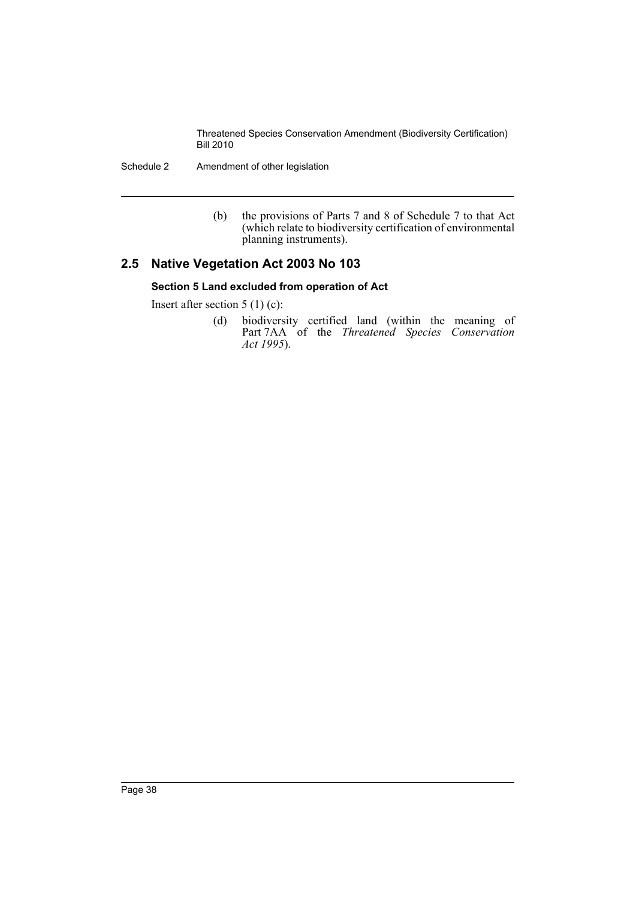(b) the provisions of Parts 7 and 8 of Schedule 7 to that Act (which relate to biodiversity certification of environmental planning instruments).

## 2.5 Native Vegetation Act 2003 No 103

### Section 5 Land excluded from operation of Act

Insert after section 5 (1) (c):

(d) biodiversity certified land (within the meaning of Part 7AA of the *Threatened Species Conservation Act 1995*).